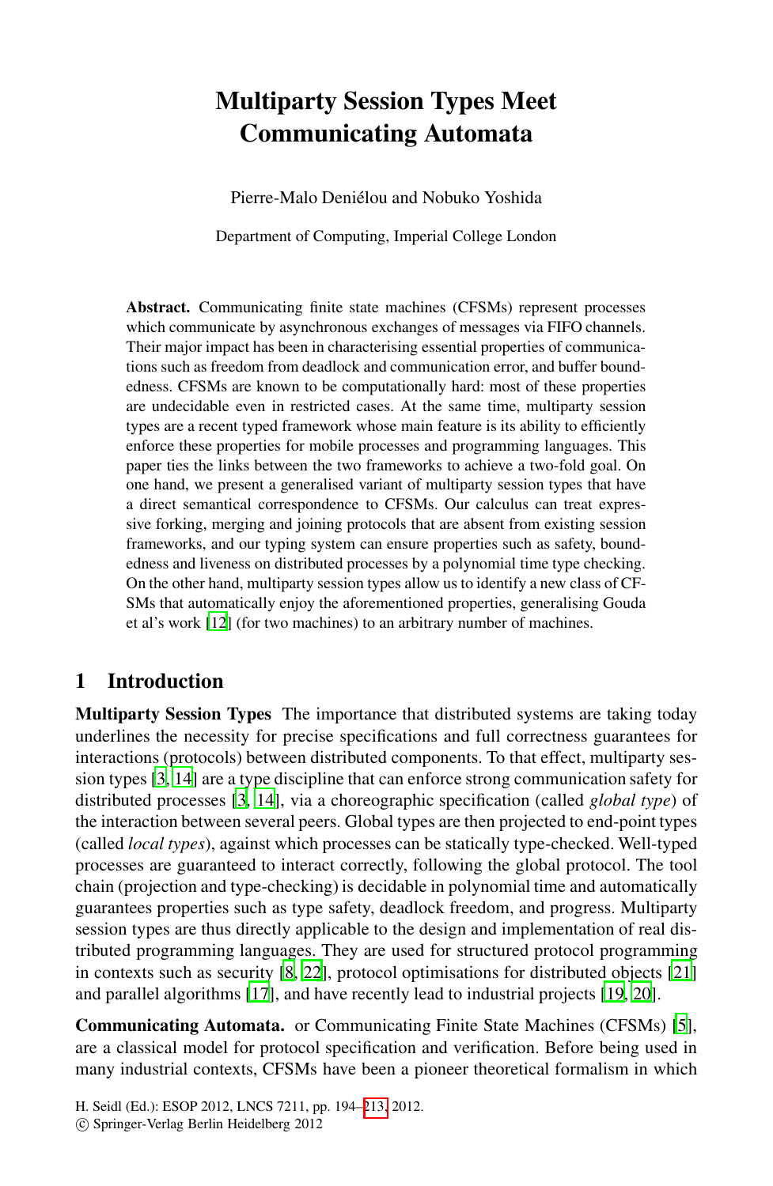# Multiparty Session Types Meet Communicating Automata

Pierre-Malo Deniélou and Nobuko Yoshida

Department of Computing, Imperial College London

**Abstract.** Communicating finite state machines (CFSMs) represent processes which communicate by asynchronous exchanges of messages via FIFO channels. Their major impact has been in characterising essential properties of communications such as freedom from deadlock and communication error, and buffer boundedness. CFSMs are known to be computationally hard: most of these properties are undecidable even in restricted cases. At the same time, multiparty session types are a recent typed framework whose main feature is its ability to efficiently enforce these properties for mobile processes and programming languages. This paper ties the links between the two frameworks to achieve a two-fold goal. On one hand, we present a generalised variant of multiparty session types that have a direct semantical correspondence to CFSMs. Our calculus can treat expressive forking, merging and joining protocols that are absent from existing session frameworks, and our typing system can ensure properties such as safety, boundedness and liveness on distributed processes by a polynomial time type checking. On the other hand, multiparty session types allow us to identify a new class of CFSMs that automatically enjoy the aforementioned properties, generalising Gouda et al's work [12] (for two machines) to an arbitrary number of machines.

## 1 Introduction

**Multiparty Session Types** The importance that distributed systems are taking today underlines the necessity for precise specifications and full correctness guarantees for interactions (protocols) between distributed components. To that effect, multiparty session types [3, 14] are a type discipline that can enforce strong communication safety for distributed processes [3, 14], via a choreographic specification (called *global type*) of the interaction between several peers. Global types are then projected to end-point types (called *local types*), against which processes can be statically type-checked. Well-typed processes are guaranteed to interact correctly, following the global protocol. The tool chain (projection and type-checking) is decidable in polynomial time and automatically guarantees properties such as type safety, deadlock freedom, and progress. Multiparty session types are thus directly applicable to the design and implementation of real distributed programming languages. They are used for structured protocol programming in contexts such as security [8, 22], protocol optimisations for distributed objects [21] and parallel algorithms [17], and have recently lead to industrial projects [19, 20].

**Communicating Automata.** or Communicating Finite State Machines (CFSMs) [5], are a classical model for protocol specification and verification. Before being used in many industrial contexts, CFSMs have been a pioneer theoretical formalism in which

H. Seidl (Ed.): ESOP 2012, LNCS 7211, pp. 194–213, 2012.
© Springer-Verlag Berlin Heidelberg 2012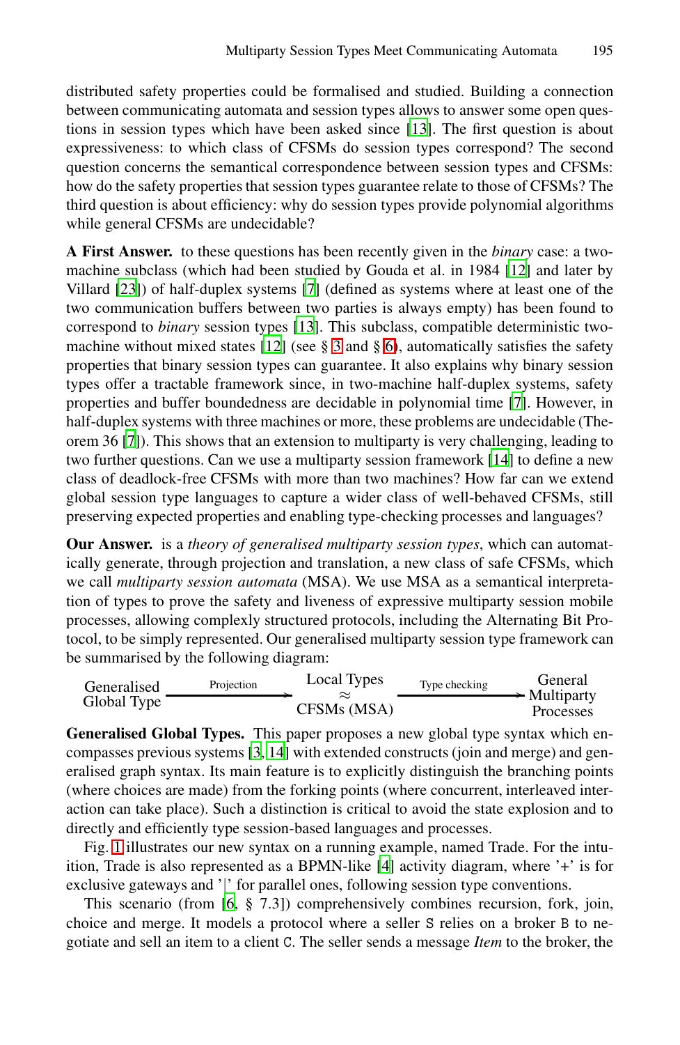distributed safety properties could be formalised and studied. Building a connection between communicating automata and session types allows to answer some open questions in session types which have been asked since [13]. The first question is about expressiveness: to which class of CFSMs do session types correspond? The second question concerns the semantical correspondence between session types and CFSMs: how do the safety properties that session types guarantee relate to those of CFSMs? The third question is about efficiency: why do session types provide polynomial algorithms while general CFSMs are undecidable?

**A First Answer.** to these questions has been recently given in the *binary* case: a two-machine subclass (which had been studied by Gouda et al. in 1984 [12] and later by Villard [23]) of half-duplex systems [7] (defined as systems where at least one of the two communication buffers between two parties is always empty) has been found to correspond to *binary* session types [13]. This subclass, compatible deterministic two-machine without mixed states [12] (see § 3 and § 6), automatically satisfies the safety properties that binary session types can guarantee. It also explains why binary session types offer a tractable framework since, in two-machine half-duplex systems, safety properties and buffer boundedness are decidable in polynomial time [7]. However, in half-duplex systems with three machines or more, these problems are undecidable (Theorem 36 [7]). This shows that an extension to multiparty is very challenging, leading to two further questions. Can we use a multiparty session framework [14] to define a new class of deadlock-free CFSMs with more than two machines? How far can we extend global session type languages to capture a wider class of well-behaved CFSMs, still preserving expected properties and enabling type-checking processes and languages?

**Our Answer.** is a *theory of generalised multiparty session types*, which can automatically generate, through projection and translation, a new class of safe CFSMs, which we call *multiparty session automata* (MSA). We use MSA as a semantical interpretation of types to prove the safety and liveness of expressive multiparty session mobile processes, allowing complexly structured protocols, including the Alternating Bit Protocol, to be simply represented. Our generalised multiparty session type framework can be summarised by the following diagram:

$$\text{Generalised Global Type} \xrightarrow{\text{Projection}} \begin{array}{c}\text{Local Types}\\ \approx \\ \text{CFSMs (MSA)}\end{array} \xrightarrow{\text{Type checking}} \text{General Multiparty Processes}$$

**Generalised Global Types.** This paper proposes a new global type syntax which encompasses previous systems [3, 14] with extended constructs (join and merge) and generalised graph syntax. Its main feature is to explicitly distinguish the branching points (where choices are made) from the forking points (where concurrent, interleaved interaction can take place). Such a distinction is critical to avoid the state explosion and to directly and efficiently type session-based languages and processes.

Fig. 1 illustrates our new syntax on a running example, named Trade. For the intuition, Trade is also represented as a BPMN-like [4] activity diagram, where '+' is for exclusive gateways and '|' for parallel ones, following session type conventions.

This scenario (from [6, § 7.3]) comprehensively combines recursion, fork, join, choice and merge. It models a protocol where a seller S relies on a broker B to negotiate and sell an item to a client C. The seller sends a message *Item* to the broker, the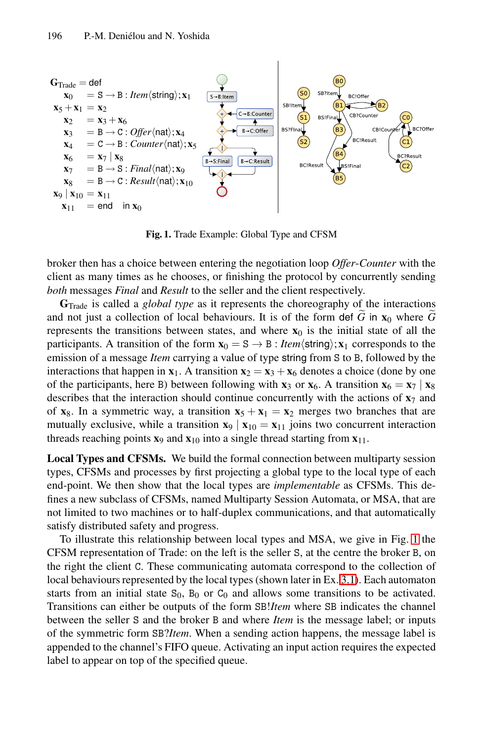$$
\begin{aligned}
\mathbf{G}_{\text{Trade}} &= \text{def} \\
\mathbf{x}_0 &= \mathtt{S} \to \mathtt{B} : \mathit{Item}\langle \mathsf{string} \rangle; \mathbf{x}_1 \\
\mathbf{x}_5 + \mathbf{x}_1 &= \mathbf{x}_2 \\
\mathbf{x}_2 &= \mathbf{x}_3 + \mathbf{x}_6 \\
\mathbf{x}_3 &= \mathtt{B} \to \mathtt{C} : \mathit{Offer}\langle \mathsf{nat} \rangle; \mathbf{x}_4 \\
\mathbf{x}_4 &= \mathtt{C} \to \mathtt{B} : \mathit{Counter}\langle \mathsf{nat} \rangle; \mathbf{x}_5 \\
\mathbf{x}_6 &= \mathbf{x}_7 \mid \mathbf{x}_8 \\
\mathbf{x}_7 &= \mathtt{B} \to \mathtt{S} : \mathit{Final}\langle \mathsf{nat} \rangle; \mathbf{x}_9 \\
\mathbf{x}_8 &= \mathtt{B} \to \mathtt{C} : \mathit{Result}\langle \mathsf{nat} \rangle; \mathbf{x}_{10} \\
\mathbf{x}_9 \mid \mathbf{x}_{10} &= \mathbf{x}_{11} \\
\mathbf{x}_{11} &= \text{end} \quad \text{in } \mathbf{x}_0
\end{aligned}
$$

**Fig. 1.** Trade Example: Global Type and CFSM

broker then has a choice between entering the negotiation loop *Offer-Counter* with the client as many times as he chooses, or finishing the protocol by concurrently sending *both* messages *Final* and *Result* to the seller and the client respectively.

$\mathbf{G}_{\text{Trade}}$ is called a *global type* as it represents the choreography of the interactions and not just a collection of local behaviours. It is of the form def $\widetilde{G}$ in $\mathbf{x}_0$ where $\widetilde{G}$ represents the transitions between states, and where $\mathbf{x}_0$ is the initial state of all the participants. A transition of the form $\mathbf{x}_0 = \mathtt{S} \to \mathtt{B} : \mathit{Item}\langle \mathsf{string} \rangle; \mathbf{x}_1$ corresponds to the emission of a message *Item* carrying a value of type string from S to B, followed by the interactions that happen in $\mathbf{x}_1$. A transition $\mathbf{x}_2 = \mathbf{x}_3 + \mathbf{x}_6$ denotes a choice (done by one of the participants, here B) between following with $\mathbf{x}_3$ or $\mathbf{x}_6$. A transition $\mathbf{x}_6 = \mathbf{x}_7 \mid \mathbf{x}_8$ describes that the interaction should continue concurrently with the actions of $\mathbf{x}_7$ and of $\mathbf{x}_8$. In a symmetric way, a transition $\mathbf{x}_5 + \mathbf{x}_1 = \mathbf{x}_2$ merges two branches that are mutually exclusive, while a transition $\mathbf{x}_9 \mid \mathbf{x}_{10} = \mathbf{x}_{11}$ joins two concurrent interaction threads reaching points $\mathbf{x}_9$ and $\mathbf{x}_{10}$ into a single thread starting from $\mathbf{x}_{11}$.

**Local Types and CFSMs.** We build the formal connection between multiparty session types, CFSMs and processes by first projecting a global type to the local type of each end-point. We then show that the local types are *implementable* as CFSMs. This defines a new subclass of CFSMs, named Multiparty Session Automata, or MSA, that are not limited to two machines or to half-duplex communications, and that automatically satisfy distributed safety and progress.

To illustrate this relationship between local types and MSA, we give in Fig. 1 the CFSM representation of Trade: on the left is the seller S, at the centre the broker B, on the right the client C. These communicating automata correspond to the collection of local behaviours represented by the local types (shown later in Ex. 3.1). Each automaton starts from an initial state $\mathrm{S}_0$, $\mathrm{B}_0$ or $\mathrm{C}_0$ and allows some transitions to be activated. Transitions can either be outputs of the form SB!*Item* where SB indicates the channel between the seller S and the broker B and where *Item* is the message label; or inputs of the symmetric form SB?*Item*. When a sending action happens, the message label is appended to the channel's FIFO queue. Activating an input action requires the expected label to appear on top of the specified queue.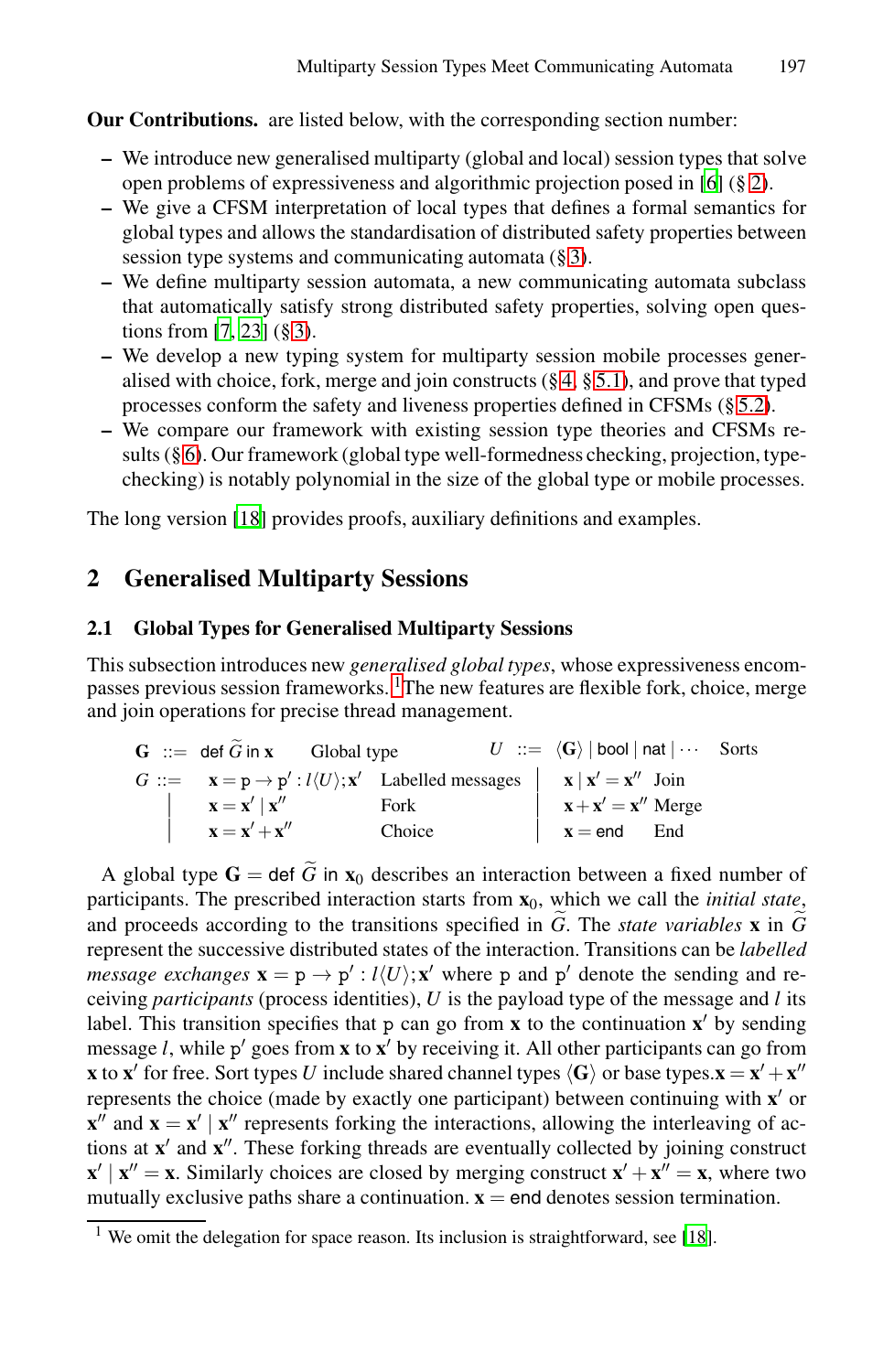**Our Contributions.** are listed below, with the corresponding section number:

- We introduce new generalised multiparty (global and local) session types that solve open problems of expressiveness and algorithmic projection posed in [6] (§ 2).
- We give a CFSM interpretation of local types that defines a formal semantics for global types and allows the standardisation of distributed safety properties between session type systems and communicating automata (§ 3).
- We define multiparty session automata, a new communicating automata subclass that automatically satisfy strong distributed safety properties, solving open questions from [7, 23] (§ 3).
- We develop a new typing system for multiparty session mobile processes generalised with choice, fork, merge and join constructs (§ 4, § 5.1), and prove that typed processes conform the safety and liveness properties defined in CFSMs (§ 5.2).
- We compare our framework with existing session type theories and CFSMs results (§ 6). Our framework (global type well-formedness checking, projection, type-checking) is notably polynomial in the size of the global type or mobile processes.

The long version [18] provides proofs, auxiliary definitions and examples.

## 2 Generalised Multiparty Sessions

### 2.1 Global Types for Generalised Multiparty Sessions

This subsection introduces new *generalised global types*, whose expressiveness encompasses previous session frameworks.[1] The new features are flexible fork, choice, merge and join operations for precise thread management.

$$
\begin{array}{lllllll}
\mathbf{G} & ::= & \mathsf{def}\ \widetilde{G}\ \mathsf{in}\ \mathbf{x} & \text{Global type} & U & ::= & \langle \mathbf{G} \rangle \mid \mathsf{bool} \mid \mathsf{nat} \mid \cdots \quad \text{Sorts} \\
G & ::= & \mathbf{x} = \mathtt{p} \to \mathtt{p}' : l\langle U \rangle ; \mathbf{x}' & \text{Labelled messages} & \mid & \mathbf{x} \mid \mathbf{x}' = \mathbf{x}'' & \text{Join} \\
 & \mid & \mathbf{x} = \mathbf{x}' \mid \mathbf{x}'' & \text{Fork} & \mid & \mathbf{x} + \mathbf{x}' = \mathbf{x}'' & \text{Merge} \\
 & \mid & \mathbf{x} = \mathbf{x}' + \mathbf{x}'' & \text{Choice} & \mid & \mathbf{x} = \mathsf{end} & \text{End}
\end{array}
$$

A global type $\mathbf{G} = \mathsf{def}\ \widetilde{G}\ \mathsf{in}\ \mathbf{x}_0$ describes an interaction between a fixed number of participants. The prescribed interaction starts from $\mathbf{x}_0$, which we call the *initial state*, and proceeds according to the transitions specified in $\widetilde{G}$. The *state variables* $\mathbf{x}$ in $\widetilde{G}$ represent the successive distributed states of the interaction. Transitions can be *labelled message exchanges* $\mathbf{x} = \mathtt{p} \to \mathtt{p}' : l\langle U \rangle ; \mathbf{x}'$ where $\mathtt{p}$ and $\mathtt{p}'$ denote the sending and receiving *participants* (process identities), $U$ is the payload type of the message and $l$ its label. This transition specifies that $\mathtt{p}$ can go from $\mathbf{x}$ to the continuation $\mathbf{x}'$ by sending message $l$, while $\mathtt{p}'$ goes from $\mathbf{x}$ to $\mathbf{x}'$ by receiving it. All other participants can go from $\mathbf{x}$ to $\mathbf{x}'$ for free. Sort types $U$ include shared channel types $\langle \mathbf{G} \rangle$ or base types. $\mathbf{x} = \mathbf{x}' + \mathbf{x}''$ represents the choice (made by exactly one participant) between continuing with $\mathbf{x}'$ or $\mathbf{x}''$ and $\mathbf{x} = \mathbf{x}' \mid \mathbf{x}''$ represents forking the interactions, allowing the interleaving of actions at $\mathbf{x}'$ and $\mathbf{x}''$. These forking threads are eventually collected by joining construct $\mathbf{x}' \mid \mathbf{x}'' = \mathbf{x}$. Similarly choices are closed by merging construct $\mathbf{x}' + \mathbf{x}'' = \mathbf{x}$, where two mutually exclusive paths share a continuation. $\mathbf{x} = \mathsf{end}$ denotes session termination.

[1] We omit the delegation for space reason. Its inclusion is straightforward, see [18].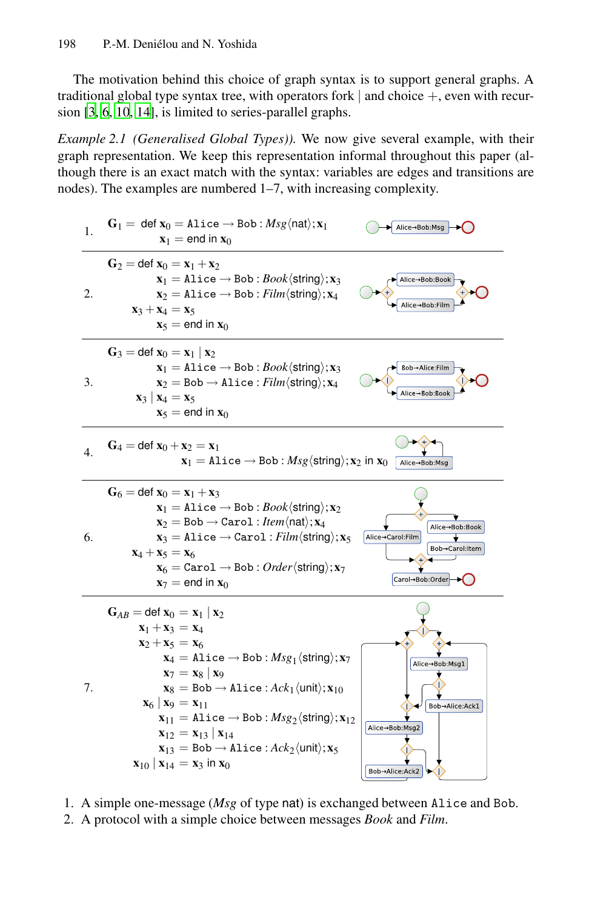The motivation behind this choice of graph syntax is to support general graphs. A traditional global type syntax tree, with operators fork | and choice +, even with recursion [3, 6, 10, 14], is limited to series-parallel graphs.

*Example 2.1 (Generalised Global Types).* We now give several example, with their graph representation. We keep this representation informal throughout this paper (although there is an exact match with the syntax: variables are edges and transitions are nodes). The examples are numbered 1–7, with increasing complexity.

1.
$$\begin{aligned} \mathbf{G}_1 = \ &\text{def } \mathbf{x}_0 = \texttt{Alice} \to \texttt{Bob} : \mathit{Msg}\langle \mathsf{nat} \rangle ; \mathbf{x}_1 \\ &\quad \mathbf{x}_1 = \text{end in } \mathbf{x}_0 \end{aligned}$$

2.
$$\begin{aligned} \mathbf{G}_2 = \text{def } \mathbf{x}_0 &= \mathbf{x}_1 + \mathbf{x}_2 \\ \mathbf{x}_1 &= \texttt{Alice} \to \texttt{Bob} : \mathit{Book}\langle \mathsf{string} \rangle ; \mathbf{x}_3 \\ \mathbf{x}_2 &= \texttt{Alice} \to \texttt{Bob} : \mathit{Film}\langle \mathsf{string} \rangle ; \mathbf{x}_4 \\ \mathbf{x}_3 + \mathbf{x}_4 &= \mathbf{x}_5 \\ \mathbf{x}_5 &= \text{end in } \mathbf{x}_0 \end{aligned}$$

3.
$$\begin{aligned} \mathbf{G}_3 = \text{def } \mathbf{x}_0 &= \mathbf{x}_1 \mid \mathbf{x}_2 \\ \mathbf{x}_1 &= \texttt{Alice} \to \texttt{Bob} : \mathit{Book}\langle \mathsf{string} \rangle ; \mathbf{x}_3 \\ \mathbf{x}_2 &= \texttt{Bob} \to \texttt{Alice} : \mathit{Film}\langle \mathsf{string} \rangle ; \mathbf{x}_4 \\ \mathbf{x}_3 \mid \mathbf{x}_4 &= \mathbf{x}_5 \\ \mathbf{x}_5 &= \text{end in } \mathbf{x}_0 \end{aligned}$$

4.
$$\begin{aligned} \mathbf{G}_4 = \text{def } \mathbf{x}_0 + \mathbf{x}_2 &= \mathbf{x}_1 \\ \mathbf{x}_1 &= \texttt{Alice} \to \texttt{Bob} : \mathit{Msg}\langle \mathsf{string} \rangle ; \mathbf{x}_2 \text{ in } \mathbf{x}_0 \end{aligned}$$

6.
$$\begin{aligned} \mathbf{G}_6 = \text{def } \mathbf{x}_0 &= \mathbf{x}_1 + \mathbf{x}_3 \\ \mathbf{x}_1 &= \texttt{Alice} \to \texttt{Bob} : \mathit{Book}\langle \mathsf{string} \rangle ; \mathbf{x}_2 \\ \mathbf{x}_2 &= \texttt{Bob} \to \texttt{Carol} : \mathit{Item}\langle \mathsf{nat} \rangle ; \mathbf{x}_4 \\ \mathbf{x}_3 &= \texttt{Alice} \to \texttt{Carol} : \mathit{Film}\langle \mathsf{string} \rangle ; \mathbf{x}_5 \\ \mathbf{x}_4 + \mathbf{x}_5 &= \mathbf{x}_6 \\ \mathbf{x}_6 &= \texttt{Carol} \to \texttt{Bob} : \mathit{Order}\langle \mathsf{string} \rangle ; \mathbf{x}_7 \\ \mathbf{x}_7 &= \text{end in } \mathbf{x}_0 \end{aligned}$$

7.
$$\begin{aligned} \mathbf{G}_{AB} = \text{def } \mathbf{x}_0 &= \mathbf{x}_1 \mid \mathbf{x}_2 \\ \mathbf{x}_1 + \mathbf{x}_3 &= \mathbf{x}_4 \\ \mathbf{x}_2 + \mathbf{x}_5 &= \mathbf{x}_6 \\ \mathbf{x}_4 &= \texttt{Alice} \to \texttt{Bob} : \mathit{Msg}_1\langle \mathsf{string} \rangle ; \mathbf{x}_7 \\ \mathbf{x}_7 &= \mathbf{x}_8 \mid \mathbf{x}_9 \\ \mathbf{x}_8 &= \texttt{Bob} \to \texttt{Alice} : \mathit{Ack}_1\langle \mathsf{unit} \rangle ; \mathbf{x}_{10} \\ \mathbf{x}_6 \mid \mathbf{x}_9 &= \mathbf{x}_{11} \\ \mathbf{x}_{11} &= \texttt{Alice} \to \texttt{Bob} : \mathit{Msg}_2\langle \mathsf{string} \rangle ; \mathbf{x}_{12} \\ \mathbf{x}_{12} &= \mathbf{x}_{13} \mid \mathbf{x}_{14} \\ \mathbf{x}_{13} &= \texttt{Bob} \to \texttt{Alice} : \mathit{Ack}_2\langle \mathsf{unit} \rangle ; \mathbf{x}_5 \\ \mathbf{x}_{10} \mid \mathbf{x}_{14} &= \mathbf{x}_3 \text{ in } \mathbf{x}_0 \end{aligned}$$

1. A simple one-message (*Msg* of type nat) is exchanged between Alice and Bob.
2. A protocol with a simple choice between messages *Book* and *Film*.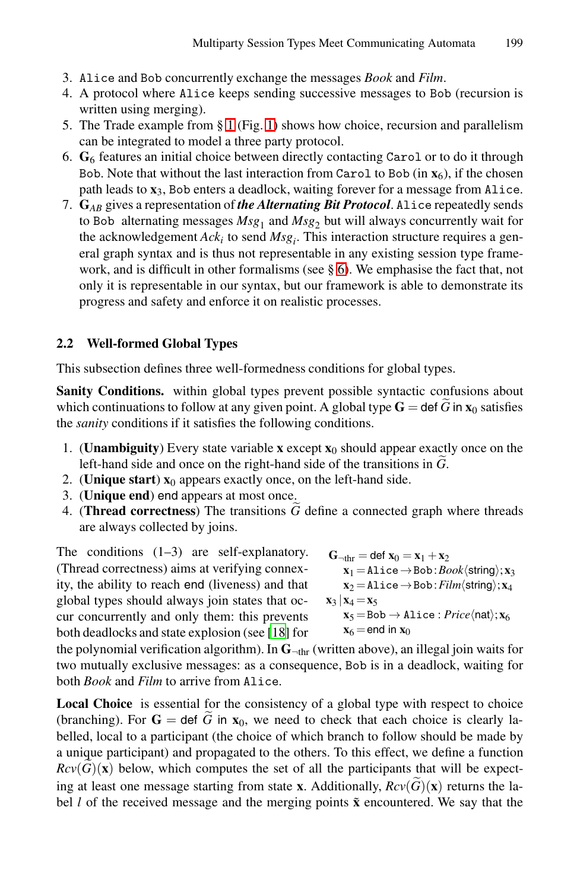3. Alice and Bob concurrently exchange the messages *Book* and *Film*.
4. A protocol where Alice keeps sending successive messages to Bob (recursion is written using merging).
5. The Trade example from § 1 (Fig. 1) shows how choice, recursion and parallelism can be integrated to model a three party protocol.
6. $\mathbf{G}_6$ features an initial choice between directly contacting Carol or to do it through Bob. Note that without the last interaction from Carol to Bob (in $\mathbf{x}_6$), if the chosen path leads to $\mathbf{x}_3$, Bob enters a deadlock, waiting forever for a message from Alice.
7. $\mathbf{G}_{AB}$ gives a representation of ***the Alternating Bit Protocol***. Alice repeatedly sends to Bob alternating messages $Msg_1$ and $Msg_2$ but will always concurrently wait for the acknowledgement $Ack_i$ to send $Msg_i$. This interaction structure requires a general graph syntax and is thus not representable in any existing session type framework, and is difficult in other formalisms (see § 6). We emphasise the fact that, not only it is representable in our syntax, but our framework is able to demonstrate its progress and safety and enforce it on realistic processes.

### 2.2 Well-formed Global Types

This subsection defines three well-formedness conditions for global types.

**Sanity Conditions.** within global types prevent possible syntactic confusions about which continuations to follow at any given point. A global type $\mathbf{G} = \mathsf{def}\ \widetilde{G}\ \mathsf{in}\ \mathbf{x}_0$ satisfies the *sanity* conditions if it satisfies the following conditions.

1. (**Unambiguity**) Every state variable $\mathbf{x}$ except $\mathbf{x}_0$ should appear exactly once on the left-hand side and once on the right-hand side of the transitions in $\widetilde{G}$.
2. (**Unique start**) $\mathbf{x}_0$ appears exactly once, on the left-hand side.
3. (**Unique end**) end appears at most once.
4. (**Thread correctness**) The transitions $\widetilde{G}$ define a connected graph where threads are always collected by joins.

$$
\begin{aligned}
\mathbf{G}_{\neg\text{thr}} = \mathsf{def}\ & \mathbf{x}_0 = \mathbf{x}_1 + \mathbf{x}_2 \\
& \mathbf{x}_1 = \texttt{Alice} \to \texttt{Bob} : Book\langle \mathsf{string}\rangle ; \mathbf{x}_3 \\
& \mathbf{x}_2 = \texttt{Alice} \to \texttt{Bob} : Film\langle \mathsf{string}\rangle ; \mathbf{x}_4 \\
& \mathbf{x}_3 \mid \mathbf{x}_4 = \mathbf{x}_5 \\
& \mathbf{x}_5 = \texttt{Bob} \to \texttt{Alice} : Price\langle \mathsf{nat}\rangle ; \mathbf{x}_6 \\
& \mathbf{x}_6 = \mathsf{end}\ \mathsf{in}\ \mathbf{x}_0
\end{aligned}
$$

The conditions (1–3) are self-explanatory. (Thread correctness) aims at verifying connexity, the ability to reach end (liveness) and that global types should always join states that occur concurrently and only them: this prevents both deadlocks and state explosion (see [18] for the polynomial verification algorithm). In $\mathbf{G}_{\neg\text{thr}}$ (written above), an illegal join waits for two mutually exclusive messages: as a consequence, Bob is in a deadlock, waiting for both *Book* and *Film* to arrive from Alice.

**Local Choice** is essential for the consistency of a global type with respect to choice (branching). For $\mathbf{G} = \mathsf{def}\ \widetilde{G}\ \mathsf{in}\ \mathbf{x}_0$, we need to check that each choice is clearly labelled, local to a participant (the choice of which branch to follow should be made by a unique participant) and propagated to the others. To this effect, we define a function $Rcv(\widetilde{G})(\mathbf{x})$ below, which computes the set of all the participants that will be expecting at least one message starting from state $\mathbf{x}$. Additionally, $Rcv(\widetilde{G})(\mathbf{x})$ returns the label $l$ of the received message and the merging points $\tilde{\mathbf{x}}$ encountered. We say that the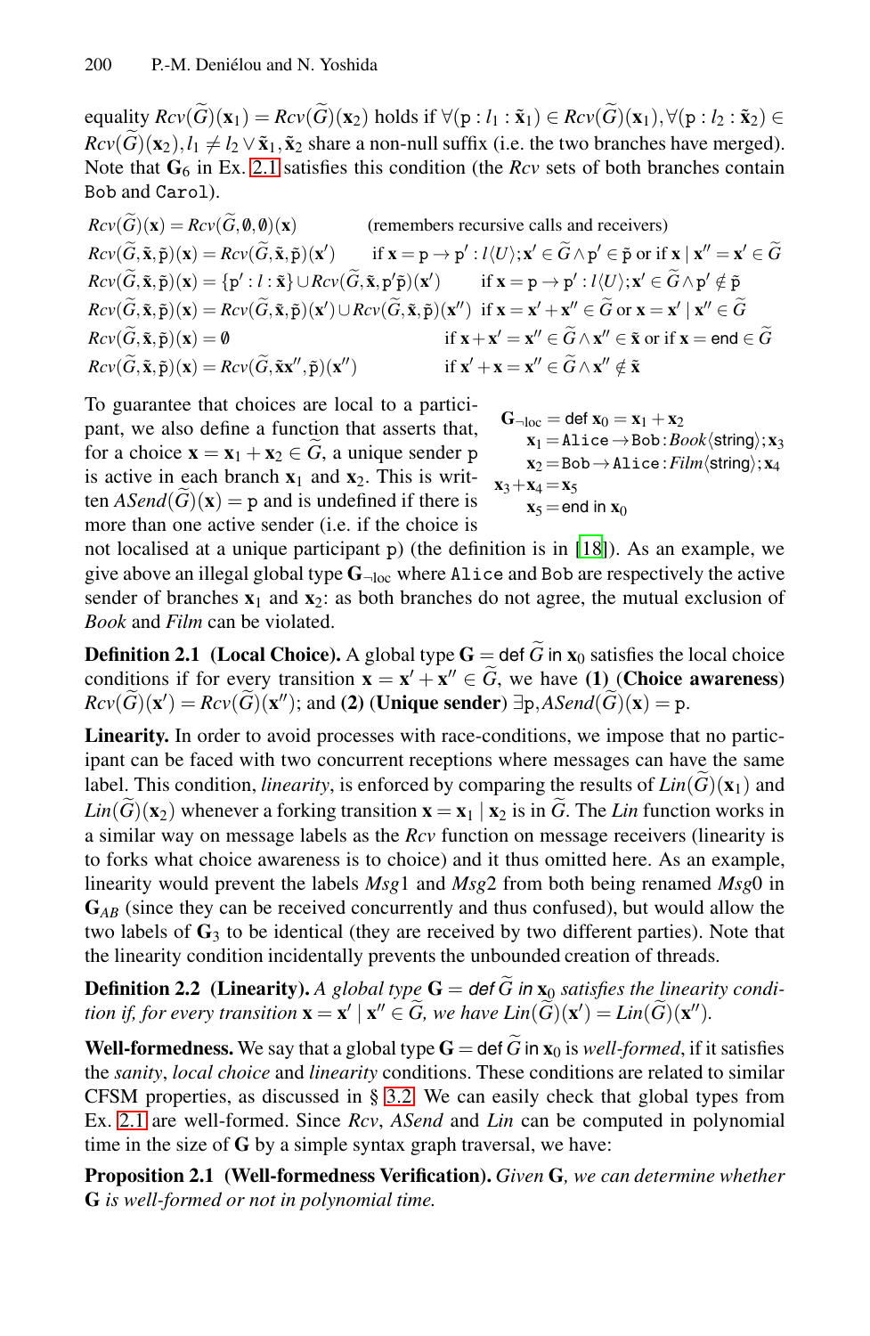equality $Rcv(\widetilde{G})(\mathbf{x}_1) = Rcv(\widetilde{G})(\mathbf{x}_2)$ holds if $\forall(\mathtt{p} : l_1 : \tilde{\mathbf{x}}_1) \in Rcv(\widetilde{G})(\mathbf{x}_1), \forall(\mathtt{p} : l_2 : \tilde{\mathbf{x}}_2) \in Rcv(\widetilde{G})(\mathbf{x}_2), l_1 \neq l_2 \vee \tilde{\mathbf{x}}_1, \tilde{\mathbf{x}}_2$ share a non-null suffix (i.e. the two branches have merged). Note that $\mathbf{G}_6$ in Ex. 2.1 satisfies this condition (the *Rcv* sets of both branches contain `Bob` and `Carol`).

$$
\begin{array}{ll}
Rcv(\widetilde{G})(\mathbf{x}) = Rcv(\widetilde{G}, \emptyset, \emptyset)(\mathbf{x}) & \text{(remembers recursive calls and receivers)} \\
Rcv(\widetilde{G}, \tilde{\mathbf{x}}, \tilde{\mathtt{p}})(\mathbf{x}) = Rcv(\widetilde{G}, \tilde{\mathbf{x}}, \tilde{\mathtt{p}})(\mathbf{x}') & \text{if } \mathbf{x} = \mathtt{p} \to \mathtt{p}' : l\langle U\rangle; \mathbf{x}' \in \widetilde{G} \wedge \mathtt{p}' \in \tilde{\mathtt{p}} \text{ or if } \mathbf{x} \mid \mathbf{x}'' = \mathbf{x}' \in \widetilde{G} \\
Rcv(\widetilde{G}, \tilde{\mathbf{x}}, \tilde{\mathtt{p}})(\mathbf{x}) = \{\mathtt{p}' : l : \tilde{\mathbf{x}}\} \cup Rcv(\widetilde{G}, \tilde{\mathbf{x}}, \mathtt{p}'\tilde{\mathtt{p}})(\mathbf{x}') & \text{if } \mathbf{x} = \mathtt{p} \to \mathtt{p}' : l\langle U\rangle; \mathbf{x}' \in \widetilde{G} \wedge \mathtt{p}' \notin \tilde{\mathtt{p}} \\
Rcv(\widetilde{G}, \tilde{\mathbf{x}}, \tilde{\mathtt{p}})(\mathbf{x}) = Rcv(\widetilde{G}, \tilde{\mathbf{x}}, \tilde{\mathtt{p}})(\mathbf{x}') \cup Rcv(\widetilde{G}, \tilde{\mathbf{x}}, \tilde{\mathtt{p}})(\mathbf{x}'') & \text{if } \mathbf{x} = \mathbf{x}' + \mathbf{x}'' \in \widetilde{G} \text{ or } \mathbf{x} = \mathbf{x}' \mid \mathbf{x}'' \in \widetilde{G} \\
Rcv(\widetilde{G}, \tilde{\mathbf{x}}, \tilde{\mathtt{p}})(\mathbf{x}) = \emptyset & \text{if } \mathbf{x} + \mathbf{x}' = \mathbf{x}'' \in \widetilde{G} \wedge \mathbf{x}'' \in \tilde{\mathbf{x}} \text{ or if } \mathbf{x} = \mathsf{end} \in \widetilde{G} \\
Rcv(\widetilde{G}, \tilde{\mathbf{x}}, \tilde{\mathtt{p}})(\mathbf{x}) = Rcv(\widetilde{G}, \tilde{\mathbf{x}}\mathbf{x}'', \tilde{\mathtt{p}})(\mathbf{x}'') & \text{if } \mathbf{x}' + \mathbf{x} = \mathbf{x}'' \in \widetilde{G} \wedge \mathbf{x}'' \notin \tilde{\mathbf{x}}
\end{array}
$$

$$
\begin{array}{rl}
\mathbf{G}_{\neg\mathrm{loc}} = \mathsf{def}\ \mathbf{x}_0 = & \mathbf{x}_1 + \mathbf{x}_2 \\
\mathbf{x}_1 = & \mathtt{Alice} \to \mathtt{Bob} : \mathit{Book}\langle\mathsf{string}\rangle; \mathbf{x}_3 \\
\mathbf{x}_2 = & \mathtt{Bob} \to \mathtt{Alice} : \mathit{Film}\langle\mathsf{string}\rangle; \mathbf{x}_4 \\
\mathbf{x}_3 + \mathbf{x}_4 = & \mathbf{x}_5 \\
\mathbf{x}_5 = & \mathsf{end}\ \mathsf{in}\ \mathbf{x}_0
\end{array}
$$

To guarantee that choices are local to a participant, we also define a function that asserts that, for a choice $\mathbf{x} = \mathbf{x}_1 + \mathbf{x}_2 \in \widetilde{G}$, a unique sender $\mathtt{p}$ is active in each branch $\mathbf{x}_1$ and $\mathbf{x}_2$. This is written $ASend(\widetilde{G})(\mathbf{x}) = \mathtt{p}$ and is undefined if there is more than one active sender (i.e. if the choice is not localised at a unique participant $\mathtt{p}$) (the definition is in [18]). As an example, we give above an illegal global type $\mathbf{G}_{\neg\mathrm{loc}}$ where `Alice` and `Bob` are respectively the active sender of branches $\mathbf{x}_1$ and $\mathbf{x}_2$: as both branches do not agree, the mutual exclusion of *Book* and *Film* can be violated.

**Definition 2.1 (Local Choice).** A global type $\mathbf{G} = \mathsf{def}\ \widetilde{G}\ \mathsf{in}\ \mathbf{x}_0$ satisfies the local choice conditions if for every transition $\mathbf{x} = \mathbf{x}' + \mathbf{x}'' \in \widetilde{G}$, we have **(1) (Choice awareness)** $Rcv(\widetilde{G})(\mathbf{x}') = Rcv(\widetilde{G})(\mathbf{x}'')$; and **(2) (Unique sender)** $\exists \mathtt{p}, ASend(\widetilde{G})(\mathbf{x}) = \mathtt{p}$.

**Linearity.** In order to avoid processes with race-conditions, we impose that no participant can be faced with two concurrent receptions where messages can have the same label. This condition, *linearity*, is enforced by comparing the results of $Lin(\widetilde{G})(\mathbf{x}_1)$ and $Lin(\widetilde{G})(\mathbf{x}_2)$ whenever a forking transition $\mathbf{x} = \mathbf{x}_1 \mid \mathbf{x}_2$ is in $\widetilde{G}$. The *Lin* function works in a similar way on message labels as the *Rcv* function on message receivers (linearity is to forks what choice awareness is to choice) and it thus omitted here. As an example, linearity would prevent the labels *Msg*1 and *Msg*2 from both being renamed *Msg*0 in $\mathbf{G}_{AB}$ (since they can be received concurrently and thus confused), but would allow the two labels of $\mathbf{G}_3$ to be identical (they are received by two different parties). Note that the linearity condition incidentally prevents the unbounded creation of threads.

**Definition 2.2 (Linearity).** *A global type $\mathbf{G} = \mathsf{def}\ \widetilde{G}\ \mathsf{in}\ \mathbf{x}_0$ satisfies the linearity condition if, for every transition $\mathbf{x} = \mathbf{x}' \mid \mathbf{x}'' \in \widetilde{G}$, we have $Lin(\widetilde{G})(\mathbf{x}') = Lin(\widetilde{G})(\mathbf{x}'')$.*

**Well-formedness.** We say that a global type $\mathbf{G} = \mathsf{def}\ \widetilde{G}\ \mathsf{in}\ \mathbf{x}_0$ is *well-formed*, if it satisfies the *sanity*, *local choice* and *linearity* conditions. These conditions are related to similar CFSM properties, as discussed in § 3.2. We can easily check that global types from Ex. 2.1 are well-formed. Since *Rcv*, *ASend* and *Lin* can be computed in polynomial time in the size of $\mathbf{G}$ by a simple syntax graph traversal, we have:

**Proposition 2.1 (Well-formedness Verification).** *Given $\mathbf{G}$, we can determine whether $\mathbf{G}$ is well-formed or not in polynomial time.*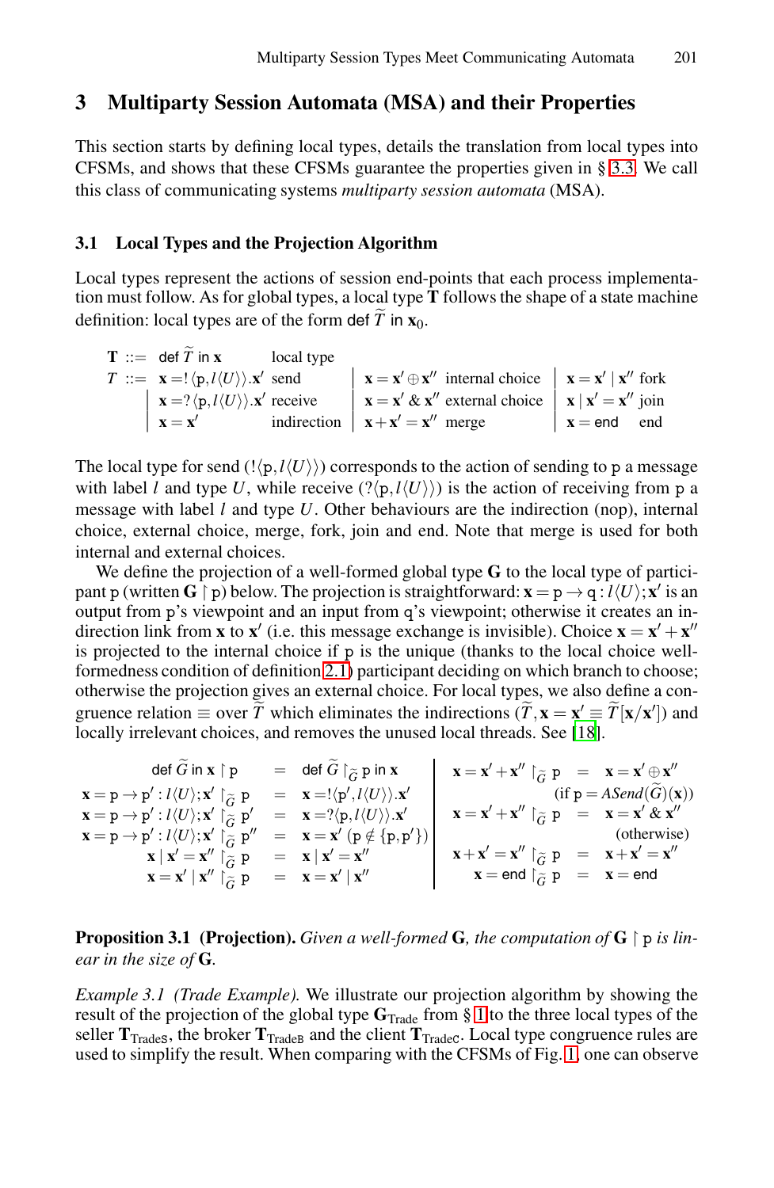## 3 Multiparty Session Automata (MSA) and their Properties

This section starts by defining local types, details the translation from local types into CFSMs, and shows that these CFSMs guarantee the properties given in § 3.3. We call this class of communicating systems *multiparty session automata* (MSA).

### 3.1 Local Types and the Projection Algorithm

Local types represent the actions of session end-points that each process implementation must follow. As for global types, a local type $\mathbf{T}$ follows the shape of a state machine definition: local types are of the form $\mathsf{def}\ \widetilde{T}\ \mathsf{in}\ \mathbf{x}_0$.

$$
\begin{array}{rcllllll}
\mathbf{T} & ::= & \mathsf{def}\ \widetilde{T}\ \mathsf{in}\ \mathbf{x} & \text{local type} & & & & \\
T & ::= & \mathbf{x} = !\langle \mathtt{p}, l\langle U\rangle\rangle.\mathbf{x}' & \text{send} & \mid\ \mathbf{x} = \mathbf{x}' \oplus \mathbf{x}'' & \text{internal choice} & \mid\ \mathbf{x} = \mathbf{x}' \mid \mathbf{x}'' & \text{fork} \\
& \mid & \mathbf{x} = ?\langle \mathtt{p}, l\langle U\rangle\rangle.\mathbf{x}' & \text{receive} & \mid\ \mathbf{x} = \mathbf{x}' \,\&\, \mathbf{x}'' & \text{external choice} & \mid\ \mathbf{x} \mid \mathbf{x}' = \mathbf{x}'' & \text{join} \\
& \mid & \mathbf{x} = \mathbf{x}' & \text{indirection} & \mid\ \mathbf{x} + \mathbf{x}' = \mathbf{x}'' & \text{merge} & \mid\ \mathbf{x} = \mathsf{end} & \text{end}
\end{array}
$$

The local type for send ($!\langle \mathtt{p}, l\langle U\rangle\rangle$) corresponds to the action of sending to $\mathtt{p}$ a message with label $l$ and type $U$, while receive ($?\langle \mathtt{p}, l\langle U\rangle\rangle$) is the action of receiving from $\mathtt{p}$ a message with label $l$ and type $U$. Other behaviours are the indirection (nop), internal choice, external choice, merge, fork, join and end. Note that merge is used for both internal and external choices.

We define the projection of a well-formed global type $\mathbf{G}$ to the local type of participant $\mathtt{p}$ (written $\mathbf{G} \upharpoonright \mathtt{p}$) below. The projection is straightforward: $\mathbf{x} = \mathtt{p} \to \mathtt{q} : l\langle U\rangle; \mathbf{x}'$ is an output from $\mathtt{p}$'s viewpoint and an input from $\mathtt{q}$'s viewpoint; otherwise it creates an indirection link from $\mathbf{x}$ to $\mathbf{x}'$ (i.e. this message exchange is invisible). Choice $\mathbf{x} = \mathbf{x}' + \mathbf{x}''$ is projected to the internal choice if $\mathtt{p}$ is the unique (thanks to the local choice well-formedness condition of definition 2.1) participant deciding on which branch to choose; otherwise the projection gives an external choice. For local types, we also define a congruence relation $\equiv$ over $\widetilde{T}$ which eliminates the indirections ($\widetilde{T}, \mathbf{x} = \mathbf{x}' \equiv \widetilde{T}[\mathbf{x}/\mathbf{x}']$) and locally irrelevant choices, and removes the unused local threads. See [18].

$$
\begin{array}{rcl}
\mathsf{def}\ \widetilde{G}\ \mathsf{in}\ \mathbf{x} \upharpoonright \mathtt{p} & = & \mathsf{def}\ \widetilde{G} \upharpoonright_{\widetilde{G}} \mathtt{p}\ \mathsf{in}\ \mathbf{x} \\
\mathbf{x} = \mathtt{p} \to \mathtt{p}' : l\langle U\rangle; \mathbf{x}' \upharpoonright_{\widetilde{G}} \mathtt{p} & = & \mathbf{x} = !\langle \mathtt{p}', l\langle U\rangle\rangle.\mathbf{x}' \\
\mathbf{x} = \mathtt{p} \to \mathtt{p}' : l\langle U\rangle; \mathbf{x}' \upharpoonright_{\widetilde{G}} \mathtt{p}' & = & \mathbf{x} = ?\langle \mathtt{p}, l\langle U\rangle\rangle.\mathbf{x}' \\
\mathbf{x} = \mathtt{p} \to \mathtt{p}' : l\langle U\rangle; \mathbf{x}' \upharpoonright_{\widetilde{G}} \mathtt{p}'' & = & \mathbf{x} = \mathbf{x}' \ (\mathtt{p} \notin \{\mathtt{p}, \mathtt{p}'\}) \\
\mathbf{x} \mid \mathbf{x}' = \mathbf{x}'' \upharpoonright_{\widetilde{G}} \mathtt{p} & = & \mathbf{x} \mid \mathbf{x}' = \mathbf{x}'' \\
\mathbf{x} = \mathbf{x}' \mid \mathbf{x}'' \upharpoonright_{\widetilde{G}} \mathtt{p} & = & \mathbf{x} = \mathbf{x}' \mid \mathbf{x}''
\end{array}
\qquad
\begin{array}{rcl}
\mathbf{x} = \mathbf{x}' + \mathbf{x}'' \upharpoonright_{\widetilde{G}} \mathtt{p} & = & \mathbf{x} = \mathbf{x}' \oplus \mathbf{x}'' \\
& & (\text{if } \mathtt{p} = \mathit{ASend}(\widetilde{G})(\mathbf{x})) \\
\mathbf{x} = \mathbf{x}' + \mathbf{x}'' \upharpoonright_{\widetilde{G}} \mathtt{p} & = & \mathbf{x} = \mathbf{x}' \,\&\, \mathbf{x}'' \\
& & (\text{otherwise}) \\
\mathbf{x} + \mathbf{x}' = \mathbf{x}'' \upharpoonright_{\widetilde{G}} \mathtt{p} & = & \mathbf{x} + \mathbf{x}' = \mathbf{x}'' \\
\mathbf{x} = \mathsf{end} \upharpoonright_{\widetilde{G}} \mathtt{p} & = & \mathbf{x} = \mathsf{end}
\end{array}
$$

**Proposition 3.1 (Projection).** *Given a well-formed* $\mathbf{G}$*, the computation of* $\mathbf{G} \upharpoonright \mathtt{p}$ *is linear in the size of* $\mathbf{G}$.

*Example 3.1 (Trade Example).* We illustrate our projection algorithm by showing the result of the projection of the global type $\mathbf{G}_{\mathrm{Trade}}$ from § 1 to the three local types of the seller $\mathbf{T}_{\mathrm{TradeS}}$, the broker $\mathbf{T}_{\mathrm{TradeB}}$ and the client $\mathbf{T}_{\mathrm{TradeC}}$. Local type congruence rules are used to simplify the result. When comparing with the CFSMs of Fig. 1, one can observe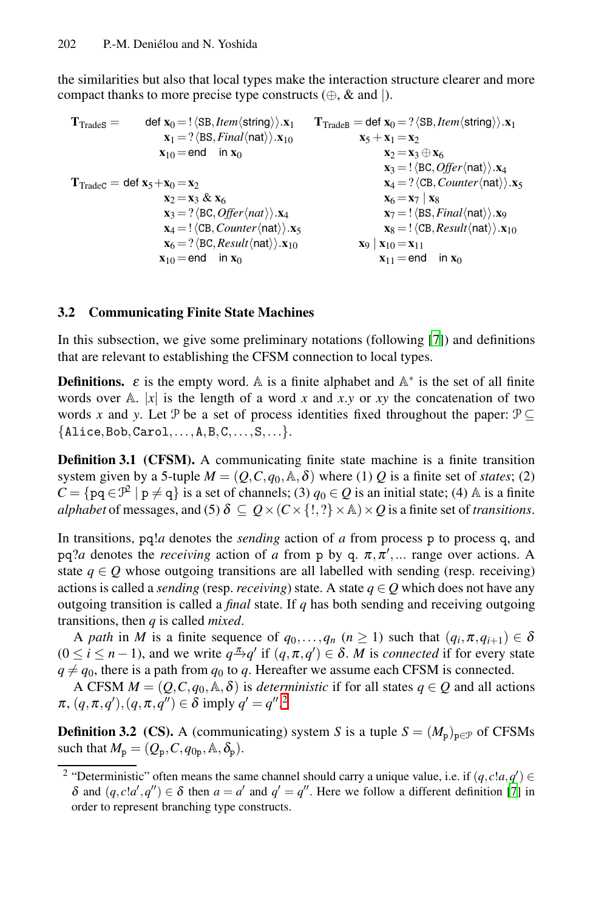the similarities but also that local types make the interaction structure clearer and more compact thanks to more precise type constructs ($\oplus$, & and $|$).

$$
\begin{array}{ll}
\mathbf{T}_{\mathtt{TradeS}} = & \mathsf{def}\ \mathbf{x}_0 = !\langle \mathtt{SB}, \mathit{Item}\langle \mathsf{string}\rangle\rangle.\mathbf{x}_1 \\
& \mathbf{x}_1 = ?\langle \mathtt{BS}, \mathit{Final}\langle \mathsf{nat}\rangle\rangle.\mathbf{x}_{10} \\
& \mathbf{x}_{10} = \mathsf{end} \quad \mathsf{in}\ \mathbf{x}_0
\end{array}
$$

$$
\begin{array}{ll}
\mathbf{T}_{\mathtt{TradeC}} = & \mathsf{def}\ \mathbf{x}_5 + \mathbf{x}_0 = \mathbf{x}_2 \\
& \mathbf{x}_2 = \mathbf{x}_3\ \&\ \mathbf{x}_6 \\
& \mathbf{x}_3 = ?\langle \mathtt{BC}, \mathit{Offer}\langle \mathit{nat}\rangle\rangle.\mathbf{x}_4 \\
& \mathbf{x}_4 = !\langle \mathtt{CB}, \mathit{Counter}\langle \mathsf{nat}\rangle\rangle.\mathbf{x}_5 \\
& \mathbf{x}_6 = ?\langle \mathtt{BC}, \mathit{Result}\langle \mathsf{nat}\rangle\rangle.\mathbf{x}_{10} \\
& \mathbf{x}_{10} = \mathsf{end} \quad \mathsf{in}\ \mathbf{x}_0
\end{array}
$$

$$
\begin{array}{ll}
\mathbf{T}_{\mathtt{TradeB}} = & \mathsf{def}\ \mathbf{x}_0 = ?\langle \mathtt{SB}, \mathit{Item}\langle \mathsf{string}\rangle\rangle.\mathbf{x}_1 \\
& \mathbf{x}_5 + \mathbf{x}_1 = \mathbf{x}_2 \\
& \mathbf{x}_2 = \mathbf{x}_3 \oplus \mathbf{x}_6 \\
& \mathbf{x}_3 = !\langle \mathtt{BC}, \mathit{Offer}\langle \mathsf{nat}\rangle\rangle.\mathbf{x}_4 \\
& \mathbf{x}_4 = ?\langle \mathtt{CB}, \mathit{Counter}\langle \mathsf{nat}\rangle\rangle.\mathbf{x}_5 \\
& \mathbf{x}_6 = \mathbf{x}_7 \mid \mathbf{x}_8 \\
& \mathbf{x}_7 = !\langle \mathtt{BS}, \mathit{Final}\langle \mathsf{nat}\rangle\rangle.\mathbf{x}_9 \\
& \mathbf{x}_8 = !\langle \mathtt{CB}, \mathit{Result}\langle \mathsf{nat}\rangle\rangle.\mathbf{x}_{10} \\
& \mathbf{x}_9 \mid \mathbf{x}_{10} = \mathbf{x}_{11} \\
& \mathbf{x}_{11} = \mathsf{end} \quad \mathsf{in}\ \mathbf{x}_0
\end{array}
$$

### 3.2 Communicating Finite State Machines

In this subsection, we give some preliminary notations (following [7]) and definitions that are relevant to establishing the CFSM connection to local types.

**Definitions.** $\varepsilon$ is the empty word. $\mathbb{A}$ is a finite alphabet and $\mathbb{A}^*$ is the set of all finite words over $\mathbb{A}$. $|x|$ is the length of a word $x$ and $x.y$ or $xy$ the concatenation of two words $x$ and $y$. Let $\mathcal{P}$ be a set of process identities fixed throughout the paper: $\mathcal{P} \subseteq \{\mathtt{Alice}, \mathtt{Bob}, \mathtt{Carol}, \ldots, \mathtt{A}, \mathtt{B}, \mathtt{C}, \ldots, \mathtt{S}, \ldots\}$.

**Definition 3.1 (CFSM).** A communicating finite state machine is a finite transition system given by a 5-tuple $M = (Q, C, q_0, \mathbb{A}, \delta)$ where (1) $Q$ is a finite set of *states*; (2) $C = \{\mathtt{pq} \in \mathcal{P}^2 \mid \mathtt{p} \neq \mathtt{q}\}$ is a set of channels; (3) $q_0 \in Q$ is an initial state; (4) $\mathbb{A}$ is a finite *alphabet* of messages, and (5) $\delta \subseteq Q \times (C \times \{!, ?\} \times \mathbb{A}) \times Q$ is a finite set of *transitions*.

In transitions, $\mathtt{pq}!a$ denotes the *sending* action of $a$ from process $\mathtt{p}$ to process $\mathtt{q}$, and $\mathtt{pq}?a$ denotes the *receiving* action of $a$ from $\mathtt{p}$ by $\mathtt{q}$. $\pi, \pi', \ldots$ range over actions. A state $q \in Q$ whose outgoing transitions are all labelled with sending (resp. receiving) actions is called a *sending* (resp. *receiving*) state. A state $q \in Q$ which does not have any outgoing transition is called a *final* state. If $q$ has both sending and receiving outgoing transitions, then $q$ is called *mixed*.

A *path* in $M$ is a finite sequence of $q_0, \ldots, q_n$ ($n \geq 1$) such that $(q_i, \pi, q_{i+1}) \in \delta$ ($0 \leq i \leq n-1$), and we write $q \xrightarrow{\pi} q'$ if $(q, \pi, q') \in \delta$. $M$ is *connected* if for every state $q \neq q_0$, there is a path from $q_0$ to $q$. Hereafter we assume each CFSM is connected.

A CFSM $M = (Q, C, q_0, \mathbb{A}, \delta)$ is *deterministic* if for all states $q \in Q$ and all actions $\pi$, $(q, \pi, q'), (q, \pi, q'') \in \delta$ imply $q' = q''$.[2]

**Definition 3.2 (CS).** A (communicating) system $S$ is a tuple $S = (M_{\mathtt{p}})_{\mathtt{p} \in \mathcal{P}}$ of CFSMs such that $M_{\mathtt{p}} = (Q_{\mathtt{p}}, C, q_{0\mathtt{p}}, \mathbb{A}, \delta_{\mathtt{p}})$.

[2] "Deterministic" often means the same channel should carry a unique value, i.e. if $(q, c!a, q') \in \delta$ and $(q, c!a', q'') \in \delta$ then $a = a'$ and $q' = q''$. Here we follow a different definition [7] in order to represent branching type constructs.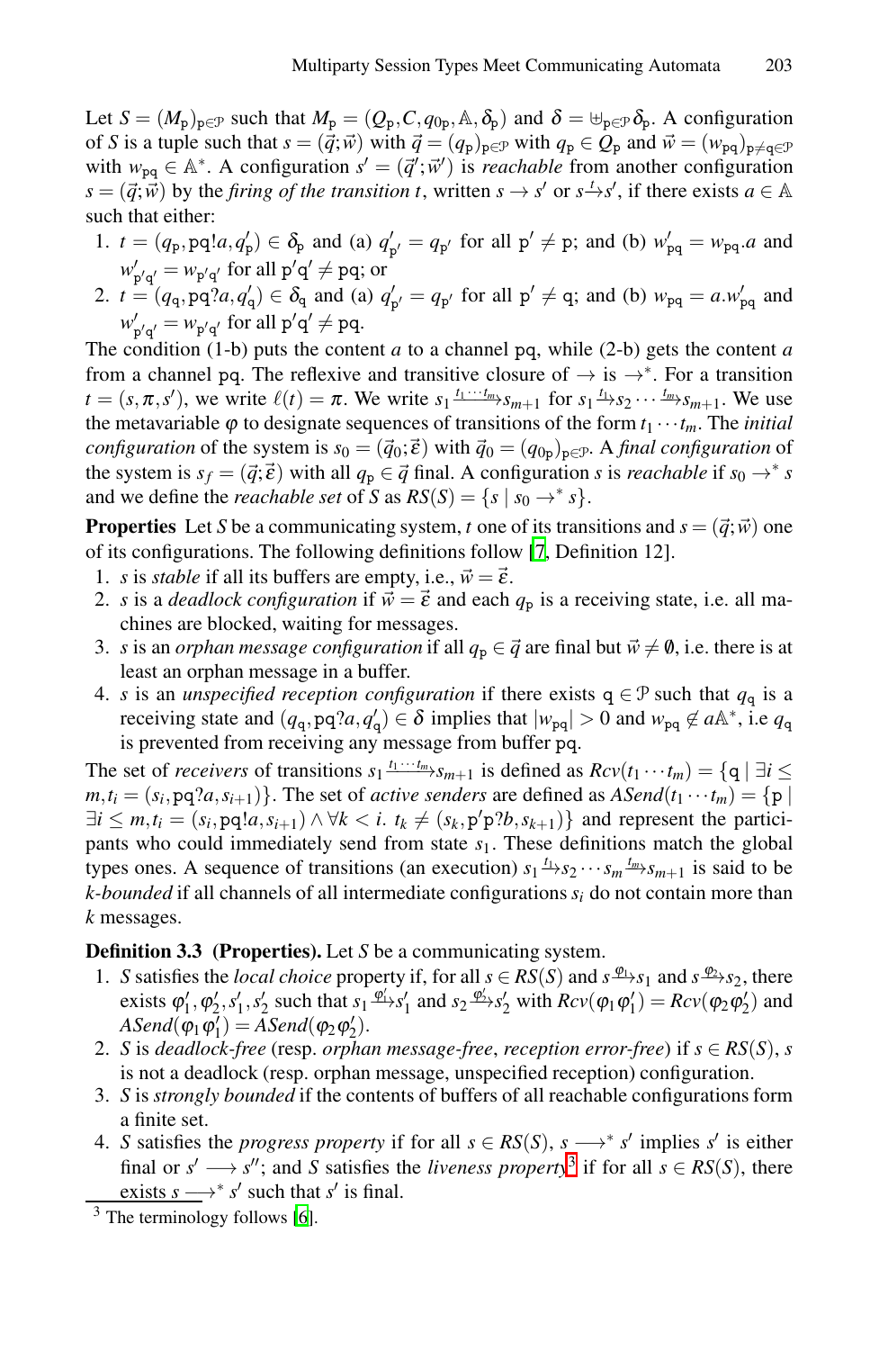Let $S = (M_{\mathtt{p}})_{\mathtt{p}\in\mathcal{P}}$ such that $M_{\mathtt{p}} = (Q_{\mathtt{p}}, C, q_{0\mathtt{p}}, \mathbb{A}, \delta_{\mathtt{p}})$ and $\delta = \uplus_{\mathtt{p}\in\mathcal{P}}\delta_{\mathtt{p}}$. A configuration of $S$ is a tuple such that $s = (\vec{q};\vec{w})$ with $\vec{q} = (q_{\mathtt{p}})_{\mathtt{p}\in\mathcal{P}}$ with $q_{\mathtt{p}} \in Q_{\mathtt{p}}$ and $\vec{w} = (w_{\mathtt{pq}})_{\mathtt{p}\neq\mathtt{q}\in\mathcal{P}}$ with $w_{\mathtt{pq}} \in \mathbb{A}^*$. A configuration $s' = (\vec{q}\,';\vec{w}\,')$ is *reachable* from another configuration $s = (\vec{q};\vec{w})$ by the *firing of the transition* $t$, written $s \to s'$ or $s \xrightarrow{t} s'$, if there exists $a \in \mathbb{A}$ such that either:

1. $t = (q_{\mathtt{p}}, \mathtt{pq}!a, q'_{\mathtt{p}}) \in \delta_{\mathtt{p}}$ and (a) $q'_{\mathtt{p}'} = q_{\mathtt{p}'}$ for all $\mathtt{p}' \neq \mathtt{p}$; and (b) $w'_{\mathtt{pq}} = w_{\mathtt{pq}}.a$ and $w'_{\mathtt{p}'\mathtt{q}'} = w_{\mathtt{p}'\mathtt{q}'}$ for all $\mathtt{p}'\mathtt{q}' \neq \mathtt{pq}$; or
2. $t = (q_{\mathtt{q}}, \mathtt{pq}?a, q'_{\mathtt{q}}) \in \delta_{\mathtt{q}}$ and (a) $q'_{\mathtt{p}'} = q_{\mathtt{p}'}$ for all $\mathtt{p}' \neq \mathtt{q}$; and (b) $w_{\mathtt{pq}} = a.w'_{\mathtt{pq}}$ and $w'_{\mathtt{p}'\mathtt{q}'} = w_{\mathtt{p}'\mathtt{q}'}$ for all $\mathtt{p}'\mathtt{q}' \neq \mathtt{pq}$.

The condition (1-b) puts the content $a$ to a channel $\mathtt{pq}$, while (2-b) gets the content $a$ from a channel $\mathtt{pq}$. The reflexive and transitive closure of $\to$ is $\to^*$. For a transition $t = (s, \pi, s')$, we write $\ell(t) = \pi$. We write $s_1 \xrightarrow{t_1\cdots t_m} s_{m+1}$ for $s_1 \xrightarrow{t_1} s_2 \cdots \xrightarrow{t_m} s_{m+1}$. We use the metavariable $\varphi$ to designate sequences of transitions of the form $t_1 \cdots t_m$. The *initial configuration* of the system is $s_0 = (\vec{q}_0;\vec{\varepsilon})$ with $\vec{q}_0 = (q_{0\mathtt{p}})_{\mathtt{p}\in\mathcal{P}}$. A *final configuration* of the system is $s_f = (\vec{q};\vec{\varepsilon})$ with all $q_{\mathtt{p}} \in \vec{q}$ final. A configuration $s$ is *reachable* if $s_0 \to^* s$ and we define the *reachable set* of $S$ as $RS(S) = \{s \mid s_0 \to^* s\}$.

**Properties** Let $S$ be a communicating system, $t$ one of its transitions and $s = (\vec{q};\vec{w})$ one of its configurations. The following definitions follow [7, Definition 12].

1. $s$ is *stable* if all its buffers are empty, i.e., $\vec{w} = \vec{\varepsilon}$.
2. $s$ is a *deadlock configuration* if $\vec{w} = \vec{\varepsilon}$ and each $q_{\mathtt{p}}$ is a receiving state, i.e. all machines are blocked, waiting for messages.
3. $s$ is an *orphan message configuration* if all $q_{\mathtt{p}} \in \vec{q}$ are final but $\vec{w} \neq \emptyset$, i.e. there is at least an orphan message in a buffer.
4. $s$ is an *unspecified reception configuration* if there exists $\mathtt{q} \in \mathcal{P}$ such that $q_{\mathtt{q}}$ is a receiving state and $(q_{\mathtt{q}}, \mathtt{pq}?a, q'_{\mathtt{q}}) \in \delta$ implies that $|w_{\mathtt{pq}}| > 0$ and $w_{\mathtt{pq}} \notin a\mathbb{A}^*$, i.e $q_{\mathtt{q}}$ is prevented from receiving any message from buffer $\mathtt{pq}$.

The set of *receivers* of transitions $s_1 \xrightarrow{t_1\cdots t_m} s_{m+1}$ is defined as $Rcv(t_1 \cdots t_m) = \{\mathtt{q} \mid \exists i \leq m, t_i = (s_i, \mathtt{pq}?a, s_{i+1})\}$. The set of *active senders* are defined as $ASend(t_1 \cdots t_m) = \{\mathtt{p} \mid \exists i \leq m, t_i = (s_i, \mathtt{pq}!a, s_{i+1}) \land \forall k < i.\ t_k \neq (s_k, \mathtt{p}'\mathtt{p}?b, s_{k+1})\}$ and represent the participants who could immediately send from state $s_1$. These definitions match the global types ones. A sequence of transitions (an execution) $s_1 \xrightarrow{t_1} s_2 \cdots s_m \xrightarrow{t_m} s_{m+1}$ is said to be *k-bounded* if all channels of all intermediate configurations $s_i$ do not contain more than $k$ messages.

**Definition 3.3 (Properties).** Let $S$ be a communicating system.

1. $S$ satisfies the *local choice* property if, for all $s \in RS(S)$ and $s \xrightarrow{\varphi_1} s_1$ and $s \xrightarrow{\varphi_2} s_2$, there exists $\varphi'_1, \varphi'_2, s'_1, s'_2$ such that $s_1 \xrightarrow{\varphi'_1} s'_1$ and $s_2 \xrightarrow{\varphi'_2} s'_2$ with $Rcv(\varphi_1\varphi'_1) = Rcv(\varphi_2\varphi'_2)$ and $ASend(\varphi_1\varphi'_1) = ASend(\varphi_2\varphi'_2)$.
2. $S$ is *deadlock-free* (resp. *orphan message-free*, *reception error-free*) if $s \in RS(S)$, $s$ is not a deadlock (resp. orphan message, unspecified reception) configuration.
3. $S$ is *strongly bounded* if the contents of buffers of all reachable configurations form a finite set.
4. $S$ satisfies the *progress property* if for all $s \in RS(S)$, $s \longrightarrow^* s'$ implies $s'$ is either final or $s' \longrightarrow s''$; and $S$ satisfies the *liveness property*[3] if for all $s \in RS(S)$, there exists $s \longrightarrow^* s'$ such that $s'$ is final.

[3] The terminology follows [6].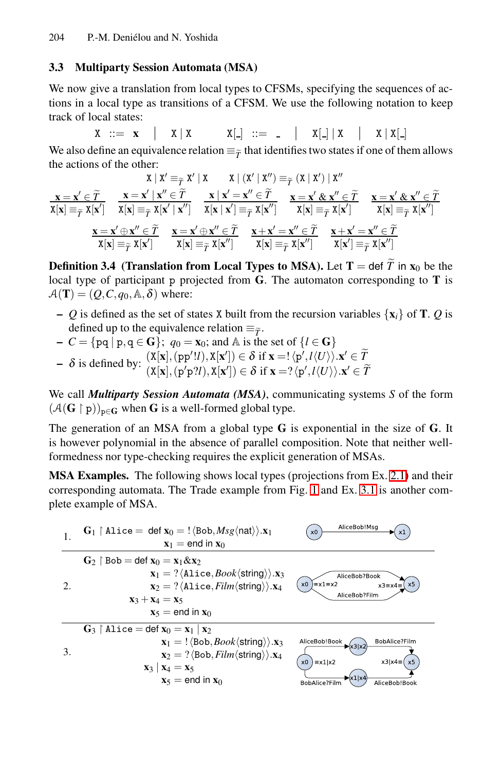### 3.3 Multiparty Session Automata (MSA)

We now give a translation from local types to CFSMs, specifying the sequences of actions in a local type as transitions of a CFSM. We use the following notation to keep track of local states:

$$\mathtt{X} \ ::= \ \mathbf{x} \quad | \quad \mathtt{X} \mid \mathtt{X} \qquad \mathtt{X}[\_] \ ::= \ \_ \quad | \quad \mathtt{X}[\_] \mid \mathtt{X} \quad | \quad \mathtt{X} \mid \mathtt{X}[\_]$$

We also define an equivalence relation $\equiv_{\widetilde{T}}$ that identifies two states if one of them allows the actions of the other:

$$\mathtt{X} \mid \mathtt{X}' \equiv_{\widetilde{T}} \mathtt{X}' \mid \mathtt{X} \qquad \mathtt{X} \mid (\mathtt{X}' \mid \mathtt{X}'') \equiv_{\widetilde{T}} (\mathtt{X} \mid \mathtt{X}') \mid \mathtt{X}''$$

$$\frac{\mathbf{x} = \mathbf{x}' \in \widetilde{T}}{\mathtt{X}[\mathbf{x}] \equiv_{\widetilde{T}} \mathtt{X}[\mathbf{x}']} \quad \frac{\mathbf{x} = \mathbf{x}' \mid \mathbf{x}'' \in \widetilde{T}}{\mathtt{X}[\mathbf{x}] \equiv_{\widetilde{T}} \mathtt{X}[\mathbf{x}' \mid \mathbf{x}'']} \quad \frac{\mathbf{x} \mid \mathbf{x}' = \mathbf{x}'' \in \widetilde{T}}{\mathtt{X}[\mathbf{x} \mid \mathbf{x}'] \equiv_{\widetilde{T}} \mathtt{X}[\mathbf{x}'']} \quad \frac{\mathbf{x} = \mathbf{x}' \,\&\, \mathbf{x}'' \in \widetilde{T}}{\mathtt{X}[\mathbf{x}] \equiv_{\widetilde{T}} \mathtt{X}[\mathbf{x}']} \quad \frac{\mathbf{x} = \mathbf{x}' \,\&\, \mathbf{x}'' \in \widetilde{T}}{\mathtt{X}[\mathbf{x}] \equiv_{\widetilde{T}} \mathtt{X}[\mathbf{x}'']}$$

$$\frac{\mathbf{x} = \mathbf{x}' \oplus \mathbf{x}'' \in \widetilde{T}}{\mathtt{X}[\mathbf{x}] \equiv_{\widetilde{T}} \mathtt{X}[\mathbf{x}']} \quad \frac{\mathbf{x} = \mathbf{x}' \oplus \mathbf{x}'' \in \widetilde{T}}{\mathtt{X}[\mathbf{x}] \equiv_{\widetilde{T}} \mathtt{X}[\mathbf{x}'']} \quad \frac{\mathbf{x} + \mathbf{x}' = \mathbf{x}'' \in \widetilde{T}}{\mathtt{X}[\mathbf{x}] \equiv_{\widetilde{T}} \mathtt{X}[\mathbf{x}'']} \quad \frac{\mathbf{x} + \mathbf{x}' = \mathbf{x}'' \in \widetilde{T}}{\mathtt{X}[\mathbf{x}'] \equiv_{\widetilde{T}} \mathtt{X}[\mathbf{x}'']}$$

**Definition 3.4 (Translation from Local Types to MSA).** Let $\mathbf{T} = \text{def } \widetilde{T} \text{ in } \mathbf{x}_0$ be the local type of participant p projected from $\mathbf{G}$. The automaton corresponding to $\mathbf{T}$ is $\mathcal{A}(\mathbf{T}) = (Q, C, q_0, \mathbb{A}, \delta)$ where:

- $Q$ is defined as the set of states X built from the recursion variables $\{\mathbf{x}_i\}$ of $\mathbf{T}$. $Q$ is defined up to the equivalence relation $\equiv_{\widetilde{T}}$.
- $C = \{\mathtt{pq} \mid \mathtt{p},\mathtt{q} \in \mathbf{G}\}$; $q_0 = \mathbf{x}_0$; and $\mathbb{A}$ is the set of $\{l \in \mathbf{G}\}$
- $\delta$ is defined by: $(\mathtt{X}[\mathbf{x}], (\mathtt{pp}'!l), \mathtt{X}[\mathbf{x}']) \in \delta$ if $\mathbf{x} = !\langle \mathtt{p}', l\langle U\rangle\rangle.\mathbf{x}' \in \widetilde{T}$
  $(\mathtt{X}[\mathbf{x}], (\mathtt{p}'\mathtt{p}?l), \mathtt{X}[\mathbf{x}']) \in \delta$ if $\mathbf{x} = ?\langle \mathtt{p}', l\langle U\rangle\rangle.\mathbf{x}' \in \widetilde{T}$

We call ***Multiparty Session Automata (MSA)***, communicating systems $S$ of the form $(\mathcal{A}(\mathbf{G} \restriction \mathtt{p}))_{\mathtt{p} \in \mathbf{G}}$ when $\mathbf{G}$ is a well-formed global type.

The generation of an MSA from a global type $\mathbf{G}$ is exponential in the size of $\mathbf{G}$. It is however polynomial in the absence of parallel composition. Note that neither well-formedness nor type-checking requires the explicit generation of MSAs.

**MSA Examples.** The following shows local types (projections from Ex. 2.1) and their corresponding automata. The Trade example from Fig. 1 and Ex. 3.1 is another complete example of MSA.

1. $\mathbf{G}_1 \restriction \mathtt{Alice} = \text{def } \mathbf{x}_0 = !\langle \mathtt{Bob}, \mathit{Msg}\langle \mathsf{nat}\rangle\rangle.\mathbf{x}_1$
   $\mathbf{x}_1 = \text{end in } \mathbf{x}_0$

   Automaton: x0 —AliceBob!Msg→ x1

2. $\mathbf{G}_2 \restriction \mathtt{Bob} = \text{def } \mathbf{x}_0 = \mathbf{x}_1 \& \mathbf{x}_2$
   $\mathbf{x}_1 = ?\langle \mathtt{Alice}, \mathit{Book}\langle \mathsf{string}\rangle\rangle.\mathbf{x}_3$
   $\mathbf{x}_2 = ?\langle \mathtt{Alice}, \mathit{Film}\langle \mathsf{string}\rangle\rangle.\mathbf{x}_4$
   $\mathbf{x}_3 + \mathbf{x}_4 = \mathbf{x}_5$
   $\mathbf{x}_5 = \text{end in } \mathbf{x}_0$

   Automaton: x0 (≡x1≡x2) —AliceBob?Book→ x5 (x3≡x4≡); x0 —AliceBob?Film→ x5

3. $\mathbf{G}_3 \restriction \mathtt{Alice} = \text{def } \mathbf{x}_0 = \mathbf{x}_1 \mid \mathbf{x}_2$
   $\mathbf{x}_1 = !\langle \mathtt{Bob}, \mathit{Book}\langle \mathsf{string}\rangle\rangle.\mathbf{x}_3$
   $\mathbf{x}_2 = ?\langle \mathtt{Bob}, \mathit{Film}\langle \mathsf{string}\rangle\rangle.\mathbf{x}_4$
   $\mathbf{x}_3 \mid \mathbf{x}_4 = \mathbf{x}_5$
   $\mathbf{x}_5 = \text{end in } \mathbf{x}_0$

   Automaton: x0 (≡x1|x2) —AliceBob!Book→ x3|x2 —BobAlice?Film→ x5 (x3|x4≡); x0 —BobAlice?Film→ x1|x4 —AliceBob!Book→ x5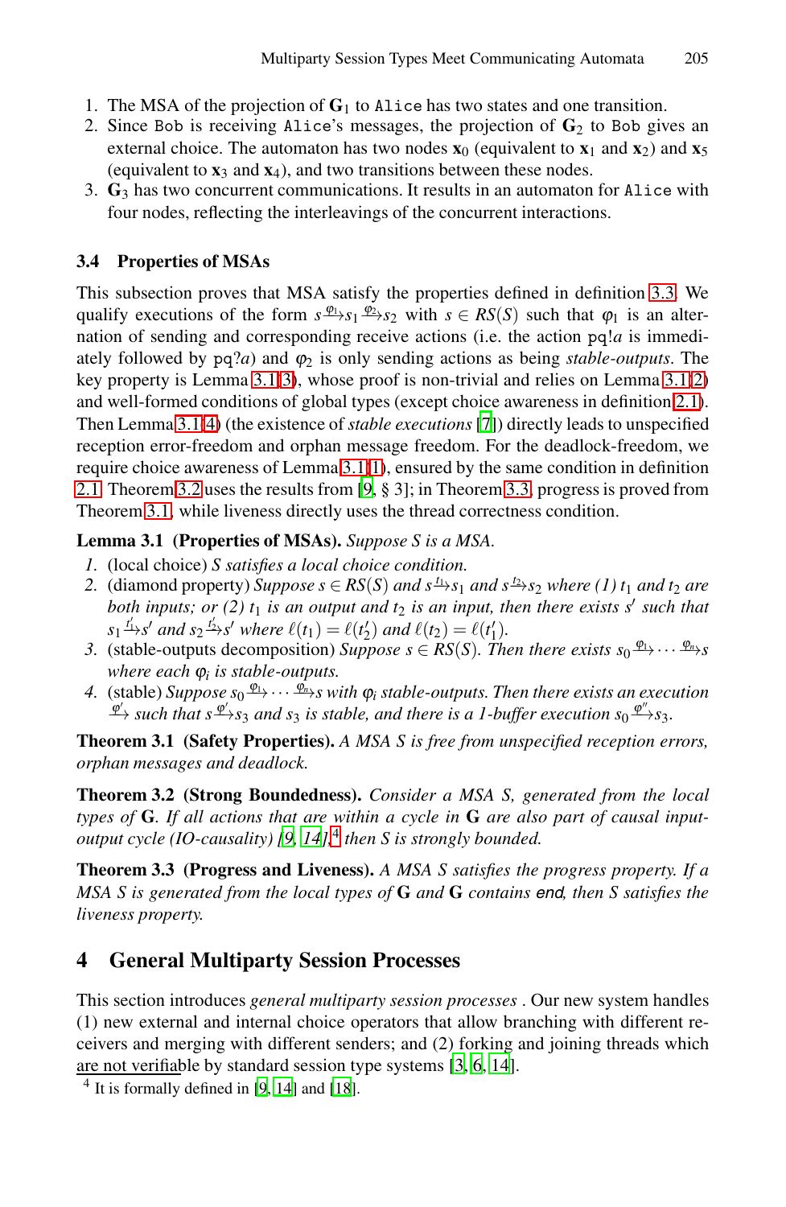1. The MSA of the projection of $\mathbf{G}_1$ to `Alice` has two states and one transition.
2. Since `Bob` is receiving `Alice`'s messages, the projection of $\mathbf{G}_2$ to `Bob` gives an external choice. The automaton has two nodes $\mathbf{x}_0$ (equivalent to $\mathbf{x}_1$ and $\mathbf{x}_2$) and $\mathbf{x}_5$ (equivalent to $\mathbf{x}_3$ and $\mathbf{x}_4$), and two transitions between these nodes.
3. $\mathbf{G}_3$ has two concurrent communications. It results in an automaton for `Alice` with four nodes, reflecting the interleavings of the concurrent interactions.

### 3.4 Properties of MSAs

This subsection proves that MSA satisfy the properties defined in definition 3.3. We qualify executions of the form $s \xrightarrow{\varphi_1} s_1 \xrightarrow{\varphi_2} s_2$ with $s \in RS(S)$ such that $\varphi_1$ is an alternation of sending and corresponding receive actions (i.e. the action $\mathtt{pq}!a$ is immediately followed by $\mathtt{pq}?a$) and $\varphi_2$ is only sending actions as being *stable-outputs*. The key property is Lemma 3.1(3), whose proof is non-trivial and relies on Lemma 3.1(2) and well-formed conditions of global types (except choice awareness in definition 2.1). Then Lemma 3.1(4) (the existence of *stable executions* [7]) directly leads to unspecified reception error-freedom and orphan message freedom. For the deadlock-freedom, we require choice awareness of Lemma 3.1(1), ensured by the same condition in definition 2.1. Theorem 3.2 uses the results from [9, § 3]; in Theorem 3.3, progress is proved from Theorem 3.1, while liveness directly uses the thread correctness condition.

**Lemma 3.1 (Properties of MSAs).** *Suppose $S$ is a MSA.*

1. *(local choice) $S$ satisfies a local choice condition.*
2. *(diamond property) Suppose $s \in RS(S)$ and $s \xrightarrow{t_1} s_1$ and $s \xrightarrow{t_2} s_2$ where (1) $t_1$ and $t_2$ are both inputs; or (2) $t_1$ is an output and $t_2$ is an input, then there exists $s'$ such that $s_1 \xrightarrow{t_1'} s'$ and $s_2 \xrightarrow{t_2'} s'$ where $\ell(t_1) = \ell(t_2')$ and $\ell(t_2) = \ell(t_1')$.*
3. *(stable-outputs decomposition) Suppose $s \in RS(S)$. Then there exists $s_0 \xrightarrow{\varphi_1} \cdots \xrightarrow{\varphi_n} s$ where each $\varphi_i$ is stable-outputs.*
4. *(stable) Suppose $s_0 \xrightarrow{\varphi_1} \cdots \xrightarrow{\varphi_n} s$ with $\varphi_i$ stable-outputs. Then there exists an execution $\xrightarrow{\varphi'}$ such that $s \xrightarrow{\varphi'} s_3$ and $s_3$ is stable, and there is a 1-buffer execution $s_0 \xrightarrow{\varphi''} s_3$.*

**Theorem 3.1 (Safety Properties).** *A MSA $S$ is free from unspecified reception errors, orphan messages and deadlock.*

**Theorem 3.2 (Strong Boundedness).** *Consider a MSA $S$, generated from the local types of $\mathbf{G}$. If all actions that are within a cycle in $\mathbf{G}$ are also part of causal input-output cycle (IO-causality) [9, 14],[4] then $S$ is strongly bounded.*

**Theorem 3.3 (Progress and Liveness).** *A MSA $S$ satisfies the progress property. If a MSA $S$ is generated from the local types of $\mathbf{G}$ and $\mathbf{G}$ contains* end*, then $S$ satisfies the liveness property.*

## 4 General Multiparty Session Processes

This section introduces *general multiparty session processes* . Our new system handles (1) new external and internal choice operators that allow branching with different receivers and merging with different senders; and (2) forking and joining threads which are not verifiable by standard session type systems [3, 6, 14].

[4] It is formally defined in [9, 14] and [18].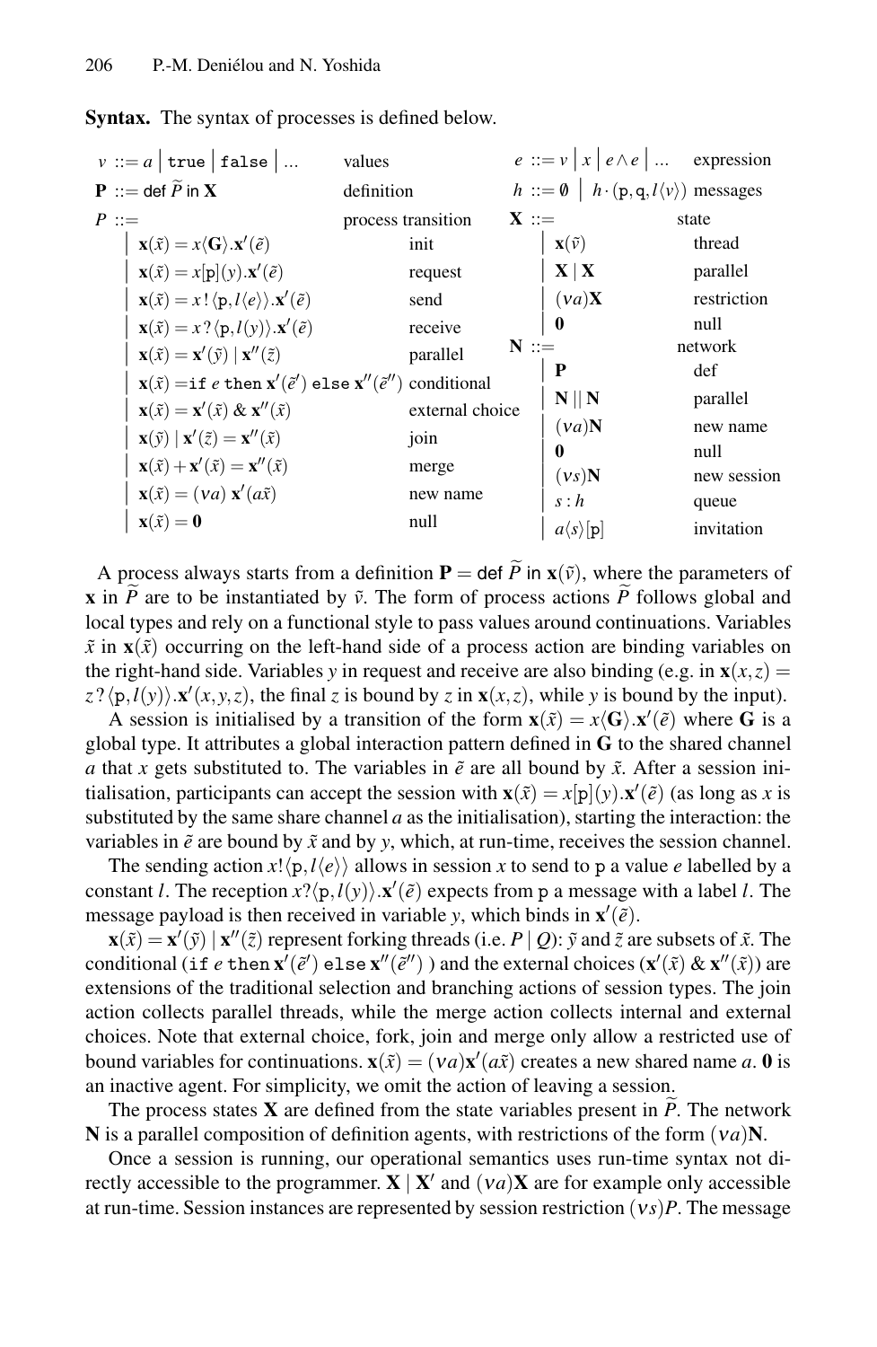**Syntax.** The syntax of processes is defined below.

| | | |
|---|---|---|
| $v ::= a \mid \texttt{true} \mid \texttt{false} \mid ...$ | values | |
| $\mathbf{P} ::= \mathsf{def}\ \widetilde{P}\ \mathsf{in}\ \mathbf{X}$ | definition | |
| $P ::=$ | process transition | |
| $\mid\ \mathbf{x}(\tilde{x}) = x\langle \mathbf{G} \rangle.\mathbf{x}'(\tilde{e})$ | | init |
| $\mid\ \mathbf{x}(\tilde{x}) = x[\mathtt{p}](y).\mathbf{x}'(\tilde{e})$ | | request |
| $\mid\ \mathbf{x}(\tilde{x}) = x\,!\,\langle \mathtt{p}, l\langle e \rangle\rangle.\mathbf{x}'(\tilde{e})$ | | send |
| $\mid\ \mathbf{x}(\tilde{x}) = x\,?\,\langle \mathtt{p}, l(y)\rangle.\mathbf{x}'(\tilde{e})$ | | receive |
| $\mid\ \mathbf{x}(\tilde{x}) = \mathbf{x}'(\tilde{y}) \mid \mathbf{x}''(\tilde{z})$ | | parallel |
| $\mid\ \mathbf{x}(\tilde{x}) = \texttt{if}\ e\ \texttt{then}\ \mathbf{x}'(\tilde{e}')\ \texttt{else}\ \mathbf{x}''(\tilde{e}'')$ | | conditional |
| $\mid\ \mathbf{x}(\tilde{x}) = \mathbf{x}'(\tilde{x})\ \&\ \mathbf{x}''(\tilde{x})$ | | external choice |
| $\mid\ \mathbf{x}(\tilde{y}) \mid \mathbf{x}'(\tilde{z}) = \mathbf{x}''(\tilde{x})$ | | join |
| $\mid\ \mathbf{x}(\tilde{x}) + \mathbf{x}'(\tilde{x}) = \mathbf{x}''(\tilde{x})$ | | merge |
| $\mid\ \mathbf{x}(\tilde{x}) = (\nu a)\ \mathbf{x}'(a\tilde{x})$ | | new name |
| $\mid\ \mathbf{x}(\tilde{x}) = \mathbf{0}$ | | null |

| | |
|---|---|
| $e ::= v \mid x \mid e \wedge e \mid ...$ | expression |
| $h ::= \emptyset \mid h \cdot (\mathtt{p}, \mathtt{q}, l\langle v \rangle)$ | messages |
| $\mathbf{X} ::=$ | state |
| $\mid\ \mathbf{x}(\tilde{v})$ | thread |
| $\mid\ \mathbf{X} \mid \mathbf{X}$ | parallel |
| $\mid\ (\nu a)\mathbf{X}$ | restriction |
| $\mid\ \mathbf{0}$ | null |
| $\mathbf{N} ::=$ | network |
| $\mid\ \mathbf{P}$ | def |
| $\mid\ \mathbf{N} \parallel \mathbf{N}$ | parallel |
| $\mid\ (\nu a)\mathbf{N}$ | new name |
| $\mid\ \mathbf{0}$ | null |
| $\mid\ (\nu s)\mathbf{N}$ | new session |
| $\mid\ s : h$ | queue |
| $\mid\ a\langle s \rangle[\mathtt{p}]$ | invitation |

A process always starts from a definition $\mathbf{P} = \mathsf{def}\ \widetilde{P}\ \mathsf{in}\ \mathbf{x}(\tilde{v})$, where the parameters of $\mathbf{x}$ in $\widetilde{P}$ are to be instantiated by $\tilde{v}$. The form of process actions $\widetilde{P}$ follows global and local types and rely on a functional style to pass values around continuations. Variables $\tilde{x}$ in $\mathbf{x}(\tilde{x})$ occurring on the left-hand side of a process action are binding variables on the right-hand side. Variables $y$ in request and receive are also binding (e.g. in $\mathbf{x}(x,z) = z\,?\,\langle \mathtt{p}, l(y)\rangle.\mathbf{x}'(x,y,z)$, the final $z$ is bound by $z$ in $\mathbf{x}(x,z)$, while $y$ is bound by the input).

A session is initialised by a transition of the form $\mathbf{x}(\tilde{x}) = x\langle \mathbf{G} \rangle.\mathbf{x}'(\tilde{e})$ where $\mathbf{G}$ is a global type. It attributes a global interaction pattern defined in $\mathbf{G}$ to the shared channel $a$ that $x$ gets substituted to. The variables in $\tilde{e}$ are all bound by $\tilde{x}$. After a session initialisation, participants can accept the session with $\mathbf{x}(\tilde{x}) = x[\mathtt{p}](y).\mathbf{x}'(\tilde{e})$ (as long as $x$ is substituted by the same share channel $a$ as the initialisation), starting the interaction: the variables in $\tilde{e}$ are bound by $\tilde{x}$ and by $y$, which, at run-time, receives the session channel.

The sending action $x!\langle \mathtt{p}, l\langle e \rangle\rangle$ allows in session $x$ to send to $\mathtt{p}$ a value $e$ labelled by a constant $l$. The reception $x?\langle \mathtt{p}, l(y)\rangle.\mathbf{x}'(\tilde{e})$ expects from $\mathtt{p}$ a message with a label $l$. The message payload is then received in variable $y$, which binds in $\mathbf{x}'(\tilde{e})$.

$\mathbf{x}(\tilde{x}) = \mathbf{x}'(\tilde{y}) \mid \mathbf{x}''(\tilde{z})$ represent forking threads (i.e. $P \mid Q$): $\tilde{y}$ and $\tilde{z}$ are subsets of $\tilde{x}$. The conditional ($\texttt{if}\ e\ \texttt{then}\ \mathbf{x}'(\tilde{e}')\ \texttt{else}\ \mathbf{x}''(\tilde{e}'')$ ) and the external choices ($\mathbf{x}'(\tilde{x})\ \&\ \mathbf{x}''(\tilde{x})$) are extensions of the traditional selection and branching actions of session types. The join action collects parallel threads, while the merge action collects internal and external choices. Note that external choice, fork, join and merge only allow a restricted use of bound variables for continuations. $\mathbf{x}(\tilde{x}) = (\nu a)\mathbf{x}'(a\tilde{x})$ creates a new shared name $a$. $\mathbf{0}$ is an inactive agent. For simplicity, we omit the action of leaving a session.

The process states $\mathbf{X}$ are defined from the state variables present in $\widetilde{P}$. The network $\mathbf{N}$ is a parallel composition of definition agents, with restrictions of the form $(\nu a)\mathbf{N}$.

Once a session is running, our operational semantics uses run-time syntax not directly accessible to the programmer. $\mathbf{X} \mid \mathbf{X}'$ and $(\nu a)\mathbf{X}$ are for example only accessible at run-time. Session instances are represented by session restriction $(\nu s)P$. The message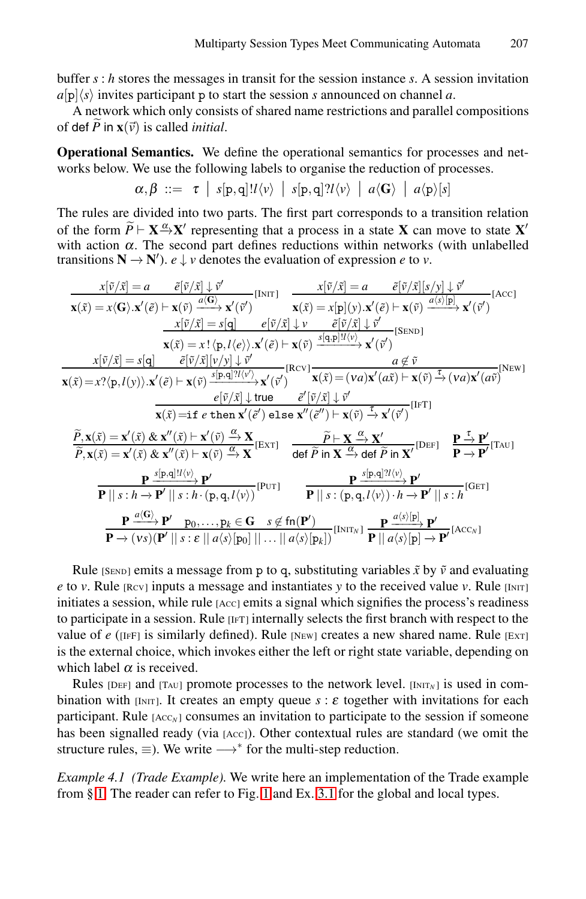buffer $s : h$ stores the messages in transit for the session instance $s$. A session invitation $a[\mathtt{p}]\langle s\rangle$ invites participant p to start the session $s$ announced on channel $a$.

A network which only consists of shared name restrictions and parallel compositions of $\mathsf{def}\ \widetilde{P}\ \mathsf{in}\ \mathbf{x}(\vec{v})$ is called *initial*.

**Operational Semantics.** We define the operational semantics for processes and networks below. We use the following labels to organise the reduction of processes.

$$\alpha, \beta \ ::= \ \tau \ \mid \ s[\mathtt{p},\mathtt{q}]!l\langle v\rangle \ \mid \ s[\mathtt{p},\mathtt{q}]?l\langle v\rangle \ \mid \ a\langle \mathbf{G}\rangle \ \mid \ a\langle \mathtt{p}\rangle[s]$$

The rules are divided into two parts. The first part corresponds to a transition relation of the form $\widetilde{P} \vdash \mathbf{X} \xrightarrow{\alpha} \mathbf{X}'$ representing that a process in a state $\mathbf{X}$ can move to state $\mathbf{X}'$ with action $\alpha$. The second part defines reductions within networks (with unlabelled transitions $\mathbf{N} \to \mathbf{N}'$). $e \downarrow v$ denotes the evaluation of expression $e$ to $v$.

$$\frac{x[\tilde{v}/\tilde{x}] = a \qquad \tilde{e}[\tilde{v}/\tilde{x}] \downarrow \tilde{v}'}{\mathbf{x}(\tilde{x}) = x\langle \mathbf{G}\rangle.\mathbf{x}'(\tilde{e}) \vdash \mathbf{x}(\tilde{v}) \xrightarrow{a\langle \mathbf{G}\rangle} \mathbf{x}'(\tilde{v}')}\text{[INIT]} \qquad \frac{x[\tilde{v}/\tilde{x}] = a \qquad \tilde{e}[\tilde{v}/\tilde{x}][s/y] \downarrow \tilde{v}'}{\mathbf{x}(\tilde{x}) = x[\mathtt{p}](y).\mathbf{x}'(\tilde{e}) \vdash \mathbf{x}(\tilde{v}) \xrightarrow{a\langle s\rangle[\mathtt{p}]} \mathbf{x}'(\tilde{v}')}\text{[ACC]}$$

$$\frac{x[\tilde{v}/\tilde{x}] = s[\mathtt{q}] \qquad e[\tilde{v}/\tilde{x}] \downarrow v \qquad \tilde{e}[\tilde{v}/\tilde{x}] \downarrow \tilde{v}'}{\mathbf{x}(\tilde{x}) = x\,!\langle \mathtt{p}, l\langle e\rangle\rangle.\mathbf{x}'(\tilde{e}) \vdash \mathbf{x}(\tilde{v}) \xrightarrow{s[\mathtt{q},\mathtt{p}]!l\langle v\rangle} \mathbf{x}'(\tilde{v}')}\text{[SEND]}$$

$$\frac{x[\tilde{v}/\tilde{x}] = s[\mathtt{q}] \qquad \tilde{e}[\tilde{v}/\tilde{x}][v/y] \downarrow \tilde{v}'}{\mathbf{x}(\tilde{x}) = x?\langle \mathtt{p}, l(y)\rangle.\mathbf{x}'(\tilde{e}) \vdash \mathbf{x}(\tilde{v}) \xrightarrow{s[\mathtt{p},\mathtt{q}]?l\langle v'\rangle} \mathbf{x}'(\tilde{v}')}\text{[RCV]} \qquad \frac{a \notin \tilde{v}}{\mathbf{x}(\tilde{x}) = (\nu a)\mathbf{x}'(a\tilde{x}) \vdash \mathbf{x}(\tilde{v}) \xrightarrow{\tau} (\nu a)\mathbf{x}'(a\tilde{v})}\text{[NEW]}$$

$$\frac{e[\tilde{v}/\tilde{x}] \downarrow \mathsf{true} \qquad \tilde{e}'[\tilde{v}/\tilde{x}] \downarrow \tilde{v}'}{\mathbf{x}(\tilde{x}) = \mathtt{if}\ e\ \mathtt{then}\ \mathbf{x}'(\tilde{e}')\ \mathtt{else}\ \mathbf{x}''(\tilde{e}'') \vdash \mathbf{x}(\tilde{v}) \xrightarrow{\tau} \mathbf{x}'(\tilde{v}')}\text{[IFT]}$$

$$\frac{\widetilde{P}, \mathbf{x}(\tilde{x}) = \mathbf{x}'(\tilde{x})\ \&\ \mathbf{x}''(\tilde{x}) \vdash \mathbf{x}'(\tilde{v}) \xrightarrow{\alpha} \mathbf{X}}{\widetilde{P}, \mathbf{x}(\tilde{x}) = \mathbf{x}'(\tilde{x})\ \&\ \mathbf{x}''(\tilde{x}) \vdash \mathbf{x}(\tilde{v}) \xrightarrow{\alpha} \mathbf{X}}\text{[EXT]} \qquad \frac{\widetilde{P} \vdash \mathbf{X} \xrightarrow{\alpha} \mathbf{X}'}{\mathsf{def}\ \widetilde{P}\ \mathsf{in}\ \mathbf{X} \xrightarrow{\alpha} \mathsf{def}\ \widetilde{P}\ \mathsf{in}\ \mathbf{X}'}\text{[DEF]} \qquad \frac{\mathbf{P} \xrightarrow{\tau} \mathbf{P}'}{\mathbf{P} \to \mathbf{P}'}\text{[TAU]}$$

$$\frac{\mathbf{P} \xrightarrow{s[\mathtt{p},\mathtt{q}]!l\langle v\rangle} \mathbf{P}'}{\mathbf{P} \mid\mid s : h \to \mathbf{P}' \mid\mid s : h \cdot (\mathtt{p}, \mathtt{q}, l\langle v\rangle)}\text{[PUT]} \qquad \frac{\mathbf{P} \xrightarrow{s[\mathtt{p},\mathtt{q}]?l\langle v\rangle} \mathbf{P}'}{\mathbf{P} \mid\mid s : (\mathtt{p}, \mathtt{q}, l\langle v\rangle) \cdot h \to \mathbf{P}' \mid\mid s : h}\text{[GET]}$$

$$\frac{\mathbf{P} \xrightarrow{a\langle \mathbf{G}\rangle} \mathbf{P}' \qquad \mathtt{p}_0, \ldots, \mathtt{p}_k \in \mathbf{G} \qquad s \notin \mathsf{fn}(\mathbf{P}')}{\mathbf{P} \to (\nu s)(\mathbf{P}' \mid\mid s : \varepsilon \mid\mid a\langle s\rangle[\mathtt{p}_0] \mid\mid \ldots \mid\mid a\langle s\rangle[\mathtt{p}_k])}\text{[INIT}_N\text{]} \qquad \frac{\mathbf{P} \xrightarrow{a\langle s\rangle[\mathtt{p}]} \mathbf{P}'}{\mathbf{P} \mid\mid a\langle s\rangle[\mathtt{p}] \to \mathbf{P}'}\text{[ACC}_N\text{]}$$

Rule [SEND] emits a message from p to q, substituting variables $\tilde{x}$ by $\tilde{v}$ and evaluating $e$ to $v$. Rule [RCV] inputs a message and instantiates $y$ to the received value $v$. Rule [INIT] initiates a session, while rule [ACC] emits a signal which signifies the process's readiness to participate in a session. Rule [IFT] internally selects the first branch with respect to the value of $e$ ([IFF] is similarly defined). Rule [NEW] creates a new shared name. Rule [EXT] is the external choice, which invokes either the left or right state variable, depending on which label $\alpha$ is received.

Rules [DEF] and [TAU] promote processes to the network level. [INIT$_N$] is used in combination with [INIT]. It creates an empty queue $s : \varepsilon$ together with invitations for each participant. Rule [ACC$_N$] consumes an invitation to participate to the session if someone has been signalled ready (via [ACC]). Other contextual rules are standard (we omit the structure rules, $\equiv$). We write $\longrightarrow^*$ for the multi-step reduction.

*Example 4.1 (Trade Example).* We write here an implementation of the Trade example from § 1. The reader can refer to Fig. 1 and Ex. 3.1 for the global and local types.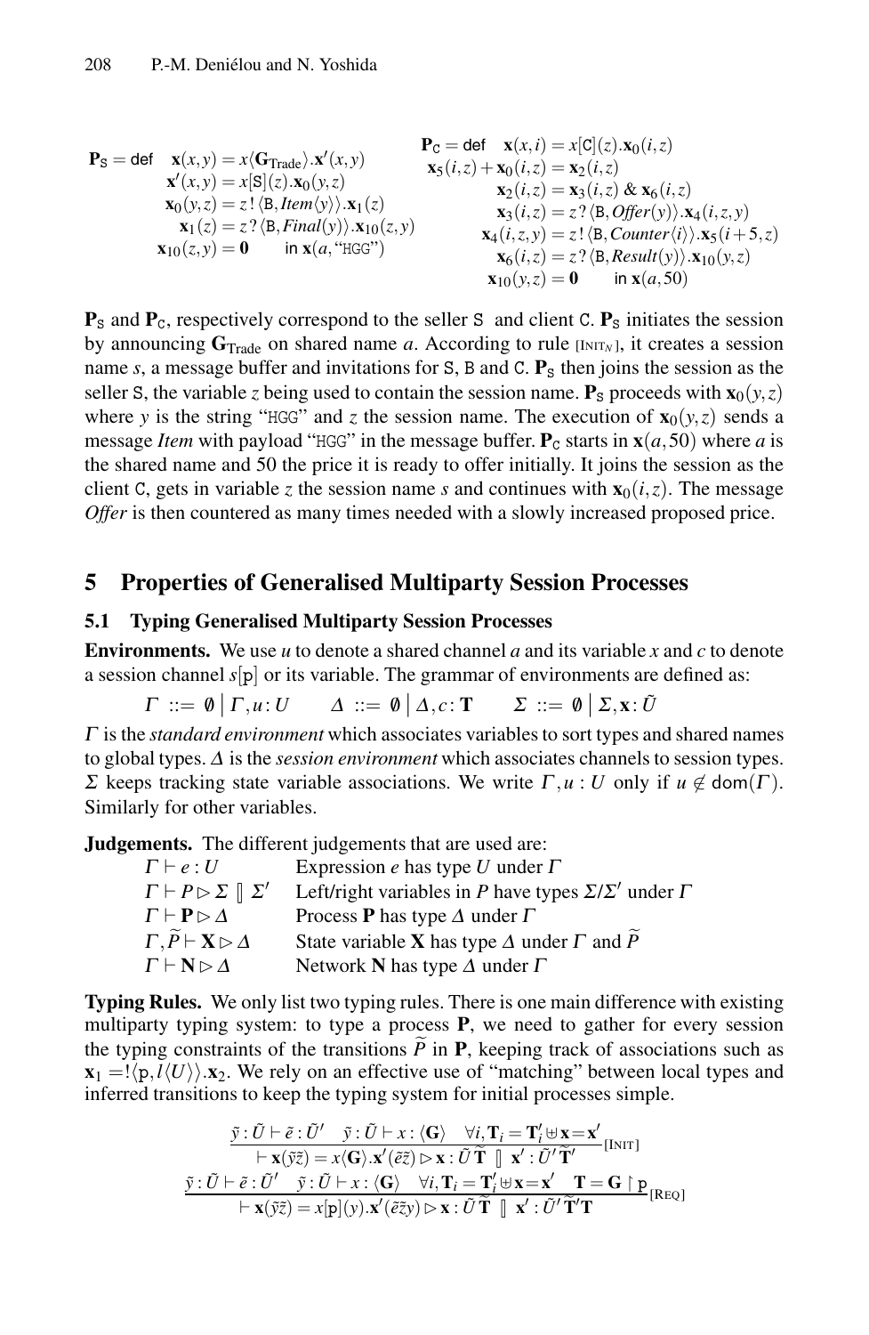$$
\begin{array}{rl}
\mathbf{P}_{\mathtt{S}} = \mathsf{def} & \mathbf{x}(x,y) = x\langle \mathbf{G}_{\mathrm{Trade}}\rangle.\mathbf{x}'(x,y)\\
& \mathbf{x}'(x,y) = x[\mathtt{S}](z).\mathbf{x}_0(y,z)\\
& \mathbf{x}_0(y,z) = z\,!\,\langle \mathtt{B}, \mathit{Item}\langle y\rangle\rangle.\mathbf{x}_1(z)\\
& \mathbf{x}_1(z) = z\,?\,\langle \mathtt{B}, \mathit{Final}(y)\rangle.\mathbf{x}_{10}(z,y)\\
& \mathbf{x}_{10}(z,y) = \mathbf{0} \qquad \text{in } \mathbf{x}(a, \text{“}\mathtt{HGG}\text{”})
\end{array}
$$

$$
\begin{array}{rl}
\mathbf{P}_{\mathtt{C}} = \mathsf{def} & \mathbf{x}(x,i) = x[\mathtt{C}](z).\mathbf{x}_0(i,z)\\
& \mathbf{x}_5(i,z) + \mathbf{x}_0(i,z) = \mathbf{x}_2(i,z)\\
& \mathbf{x}_2(i,z) = \mathbf{x}_3(i,z)\ \&\ \mathbf{x}_6(i,z)\\
& \mathbf{x}_3(i,z) = z\,?\,\langle \mathtt{B}, \mathit{Offer}(y)\rangle.\mathbf{x}_4(i,z,y)\\
& \mathbf{x}_4(i,z,y) = z\,!\,\langle \mathtt{B}, \mathit{Counter}\langle i\rangle\rangle.\mathbf{x}_5(i+5,z)\\
& \mathbf{x}_6(i,z) = z\,?\,\langle \mathtt{B}, \mathit{Result}(y)\rangle.\mathbf{x}_{10}(y,z)\\
& \mathbf{x}_{10}(y,z) = \mathbf{0} \qquad \text{in } \mathbf{x}(a, 50)
\end{array}
$$

$\mathbf{P}_{\mathtt{S}}$ and $\mathbf{P}_{\mathtt{C}}$, respectively correspond to the seller S and client C. $\mathbf{P}_{\mathtt{S}}$ initiates the session by announcing $\mathbf{G}_{\mathrm{Trade}}$ on shared name $a$. According to rule [INIT$_N$], it creates a session name $s$, a message buffer and invitations for S, B and C. $\mathbf{P}_{\mathtt{S}}$ then joins the session as the seller S, the variable $z$ being used to contain the session name. $\mathbf{P}_{\mathtt{S}}$ proceeds with $\mathbf{x}_0(y,z)$ where $y$ is the string "HGG" and $z$ the session name. The execution of $\mathbf{x}_0(y,z)$ sends a message *Item* with payload "HGG" in the message buffer. $\mathbf{P}_{\mathtt{C}}$ starts in $\mathbf{x}(a,50)$ where $a$ is the shared name and 50 the price it is ready to offer initially. It joins the session as the client C, gets in variable $z$ the session name $s$ and continues with $\mathbf{x}_0(i,z)$. The message *Offer* is then countered as many times needed with a slowly increased proposed price.

## 5 Properties of Generalised Multiparty Session Processes

### 5.1 Typing Generalised Multiparty Session Processes

**Environments.** We use $u$ to denote a shared channel $a$ and its variable $x$ and $c$ to denote a session channel $s[\mathtt{p}]$ or its variable. The grammar of environments are defined as:

$$
\Gamma ::= \emptyset \mid \Gamma, u : U \qquad \Delta ::= \emptyset \mid \Delta, c : \mathbf{T} \qquad \Sigma ::= \emptyset \mid \Sigma, \mathbf{x} : \tilde{U}
$$

$\Gamma$ is the *standard environment* which associates variables to sort types and shared names to global types. $\Delta$ is the *session environment* which associates channels to session types. $\Sigma$ keeps tracking state variable associations. We write $\Gamma, u : U$ only if $u \notin \mathsf{dom}(\Gamma)$. Similarly for other variables.

**Judgements.** The different judgements that are used are:

| | |
|---|---|
| $\Gamma \vdash e : U$ | Expression $e$ has type $U$ under $\Gamma$ |
| $\Gamma \vdash P \triangleright \Sigma \ \rrbracket\ \Sigma'$ | Left/right variables in $P$ have types $\Sigma/\Sigma'$ under $\Gamma$ |
| $\Gamma \vdash \mathbf{P} \triangleright \Delta$ | Process $\mathbf{P}$ has type $\Delta$ under $\Gamma$ |
| $\Gamma, \widetilde{P} \vdash \mathbf{X} \triangleright \Delta$ | State variable $\mathbf{X}$ has type $\Delta$ under $\Gamma$ and $\widetilde{P}$ |
| $\Gamma \vdash \mathbf{N} \triangleright \Delta$ | Network $\mathbf{N}$ has type $\Delta$ under $\Gamma$ |

**Typing Rules.** We only list two typing rules. There is one main difference with existing multiparty typing system: to type a process $\mathbf{P}$, we need to gather for every session the typing constraints of the transitions $\widetilde{P}$ in $\mathbf{P}$, keeping track of associations such as $\mathbf{x}_1 = !\langle \mathtt{p}, l\langle U\rangle\rangle.\mathbf{x}_2$. We rely on an effective use of "matching" between local types and inferred transitions to keep the typing system for initial processes simple.

$$
\frac{\tilde{y} : \tilde{U} \vdash \tilde{e} : \tilde{U}' \quad \tilde{y} : \tilde{U} \vdash x : \langle \mathbf{G}\rangle \quad \forall i, \mathbf{T}_i = \mathbf{T}'_i \uplus \mathbf{x} = \mathbf{x}'}{\vdash \mathbf{x}\langle \tilde{y}\tilde{z}\rangle = x\langle \mathbf{G}\rangle.\mathbf{x}'(\tilde{e}\tilde{z}) \triangleright \mathbf{x} : \tilde{U}\widetilde{\mathbf{T}} \ \rrbracket\ \mathbf{x}' : \tilde{U}'\widetilde{\mathbf{T}}'} [\text{INIT}]
$$

$$
\frac{\tilde{y} : \tilde{U} \vdash \tilde{e} : \tilde{U}' \quad \tilde{y} : \tilde{U} \vdash x : \langle \mathbf{G}\rangle \quad \forall i, \mathbf{T}_i = \mathbf{T}'_i \uplus \mathbf{x} = \mathbf{x}' \quad \mathbf{T} = \mathbf{G} \upharpoonright \mathtt{p}}{\vdash \mathbf{x}(\tilde{y}\tilde{z}) = x[\mathtt{p}](y).\mathbf{x}'(\tilde{e}\tilde{z}y) \triangleright \mathbf{x} : \tilde{U}\widetilde{\mathbf{T}} \ \rrbracket\ \mathbf{x}' : \tilde{U}'\widetilde{\mathbf{T}}'\mathbf{T}} [\text{REQ}]
$$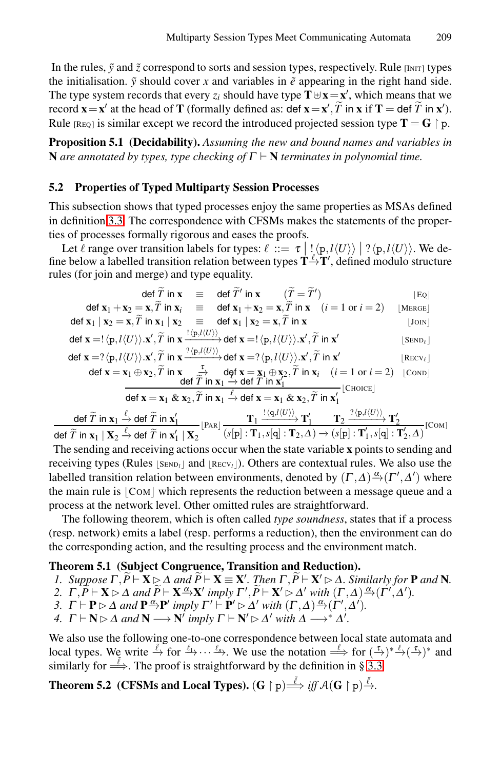In the rules, $\tilde{y}$ and $\tilde{z}$ correspond to sorts and session types, respectively. Rule [Init] types the initialisation. $\tilde{y}$ should cover $x$ and variables in $\tilde{e}$ appearing in the right hand side. The type system records that every $z_i$ should have type $\mathbf{T} \uplus \mathbf{x} = \mathbf{x}'$, which means that we record $\mathbf{x} = \mathbf{x}'$ at the head of $\mathbf{T}$ (formally defined as: $\mathsf{def}\ \mathbf{x} = \mathbf{x}', \widetilde{T}\ \mathsf{in}\ \mathbf{x}$ if $\mathbf{T} = \mathsf{def}\ \widetilde{T}\ \mathsf{in}\ \mathbf{x}'$). Rule [Req] is similar except we record the introduced projected session type $\mathbf{T} = \mathbf{G} \upharpoonright \mathtt{p}$.

**Proposition 5.1 (Decidability).** *Assuming the new and bound names and variables in* $\mathbf{N}$ *are annotated by types, type checking of* $\Gamma \vdash \mathbf{N}$ *terminates in polynomial time.*

## 5.2 Properties of Typed Multiparty Session Processes

This subsection shows that typed processes enjoy the same properties as MSAs defined in definition 3.3. The correspondence with CFSMs makes the statements of the properties of processes formally rigorous and eases the proofs.

Let $\ell$ range over transition labels for types: $\ell ::= \tau \mid !\langle \mathtt{p}, l\langle U \rangle \rangle \mid ?\langle \mathtt{p}, l\langle U \rangle \rangle$. We define below a labelled transition relation between types $\mathbf{T} \xrightarrow{\ell} \mathbf{T}'$, defined modulo structure rules (for join and merge) and type equality.

$$\mathsf{def}\ \widetilde{T}\ \mathsf{in}\ \mathbf{x} \quad \equiv \quad \mathsf{def}\ \widetilde{T}'\ \mathsf{in}\ \mathbf{x} \qquad (\widetilde{T} = \widetilde{T}') \qquad \lfloor \text{Eq} \rfloor$$

$$\mathsf{def}\ \mathbf{x}_1 + \mathbf{x}_2 = \mathbf{x}, \widetilde{T}\ \mathsf{in}\ \mathbf{x}_i \quad \equiv \quad \mathsf{def}\ \mathbf{x}_1 + \mathbf{x}_2 = \mathbf{x}, \widetilde{T}\ \mathsf{in}\ \mathbf{x} \quad (i = 1 \text{ or } i = 2) \qquad \lfloor \text{Merge} \rfloor$$

$$\mathsf{def}\ \mathbf{x}_1 \mid \mathbf{x}_2 = \mathbf{x}, \widetilde{T}\ \mathsf{in}\ \mathbf{x}_1 \mid \mathbf{x}_2 \quad \equiv \quad \mathsf{def}\ \mathbf{x}_1 \mid \mathbf{x}_2 = \mathbf{x}, \widetilde{T}\ \mathsf{in}\ \mathbf{x} \qquad \lfloor \text{Join} \rfloor$$

$$\mathsf{def}\ \mathbf{x} = !\langle \mathtt{p}, l\langle U \rangle \rangle.\mathbf{x}', \widetilde{T}\ \mathsf{in}\ \mathbf{x} \xrightarrow{!\langle \mathtt{p}, l\langle U \rangle \rangle} \mathsf{def}\ \mathbf{x} = !\langle \mathtt{p}, l\langle U \rangle \rangle.\mathbf{x}', \widetilde{T}\ \mathsf{in}\ \mathbf{x}' \qquad \lfloor \text{Send}_\ell \rfloor$$

$$\mathsf{def}\ \mathbf{x} = ?\langle \mathtt{p}, l\langle U \rangle \rangle.\mathbf{x}', \widetilde{T}\ \mathsf{in}\ \mathbf{x} \xrightarrow{?\langle \mathtt{p}, l\langle U \rangle \rangle} \mathsf{def}\ \mathbf{x} = ?\langle \mathtt{p}, l\langle U \rangle \rangle.\mathbf{x}', \widetilde{T}\ \mathsf{in}\ \mathbf{x}' \qquad \lfloor \text{Recv}_\ell \rfloor$$

$$\mathsf{def}\ \mathbf{x} = \mathbf{x}_1 \oplus \mathbf{x}_2, \widetilde{T}\ \mathsf{in}\ \mathbf{x} \xrightarrow{\tau} \mathsf{def}\ \mathbf{x} = \mathbf{x}_1 \oplus \mathbf{x}_2, \widetilde{T}\ \mathsf{in}\ \mathbf{x}_i \quad (i = 1 \text{ or } i = 2) \qquad \lfloor \text{Cond} \rfloor$$

$$\frac{\mathsf{def}\ \widetilde{T}\ \mathsf{in}\ \mathbf{x}_1 \xrightarrow{\ell} \mathsf{def}\ \widetilde{T}\ \mathsf{in}\ \mathbf{x}_1'}{\mathsf{def}\ \mathbf{x} = \mathbf{x}_1 \,\&\, \mathbf{x}_2, \widetilde{T}\ \mathsf{in}\ \mathbf{x}_1 \xrightarrow{\ell} \mathsf{def}\ \mathbf{x} = \mathbf{x}_1 \,\&\, \mathbf{x}_2, \widetilde{T}\ \mathsf{in}\ \mathbf{x}_1'} \lfloor \text{Choice} \rfloor$$

$$\frac{\mathsf{def}\ \widetilde{T}\ \mathsf{in}\ \mathbf{x}_1 \xrightarrow{\ell} \mathsf{def}\ \widetilde{T}\ \mathsf{in}\ \mathbf{x}_1'}{\mathsf{def}\ \widetilde{T}\ \mathsf{in}\ \mathbf{x}_1 \mid \mathbf{X}_2 \xrightarrow{\ell} \mathsf{def}\ \widetilde{T}\ \mathsf{in}\ \mathbf{x}_1' \mid \mathbf{X}_2} \lfloor \text{Par} \rfloor \qquad \frac{\mathbf{T}_1 \xrightarrow{!\langle \mathtt{q}, l\langle U \rangle \rangle} \mathbf{T}_1' \qquad \mathbf{T}_2 \xrightarrow{?\langle \mathtt{p}, l\langle U \rangle \rangle} \mathbf{T}_2'}{(s[\mathtt{p}] : \mathbf{T}_1, s[\mathtt{q}] : \mathbf{T}_2, \Delta) \to (s[\mathtt{p}] : \mathbf{T}_1', s[\mathtt{q}] : \mathbf{T}_2', \Delta)} [\text{Com}]$$

The sending and receiving actions occur when the state variable $\mathbf{x}$ points to sending and receiving types (Rules $\lfloor \text{Send}_l \rfloor$ and $\lfloor \text{Recv}_l \rfloor$). Others are contextual rules. We also use the labelled transition relation between environments, denoted by $(\Gamma, \Delta) \xrightarrow{\alpha} (\Gamma', \Delta')$ where the main rule is $\lfloor \text{Com} \rfloor$ which represents the reduction between a message queue and a process at the network level. Other omitted rules are straightforward.

The following theorem, which is often called *type soundness*, states that if a process (resp. network) emits a label (resp. performs a reduction), then the environment can do the corresponding action, and the resulting process and the environment match.

**Theorem 5.1 (Subject Congruence, Transition and Reduction).**

1. *Suppose* $\Gamma, \widetilde{P} \vdash \mathbf{X} \triangleright \Delta$ *and* $\widetilde{P} \vdash \mathbf{X} \equiv \mathbf{X}'$. *Then* $\Gamma, \widetilde{P} \vdash \mathbf{X}' \triangleright \Delta$. *Similarly for* $\mathbf{P}$ *and* $\mathbf{N}$.
2. $\Gamma, \widetilde{P} \vdash \mathbf{X} \triangleright \Delta$ *and* $\widetilde{P} \vdash \mathbf{X} \xrightarrow{\alpha} \mathbf{X}'$ *imply* $\Gamma', \widetilde{P} \vdash \mathbf{X}' \triangleright \Delta'$ *with* $(\Gamma, \Delta) \xrightarrow{\alpha} (\Gamma', \Delta')$.
3. $\Gamma \vdash \mathbf{P} \triangleright \Delta$ *and* $\mathbf{P} \xrightarrow{\alpha} \mathbf{P}'$ *imply* $\Gamma' \vdash \mathbf{P}' \triangleright \Delta'$ *with* $(\Gamma, \Delta) \xrightarrow{\alpha} (\Gamma', \Delta')$.
4. $\Gamma \vdash \mathbf{N} \triangleright \Delta$ *and* $\mathbf{N} \longrightarrow \mathbf{N}'$ *imply* $\Gamma \vdash \mathbf{N}' \triangleright \Delta'$ *with* $\Delta \longrightarrow^* \Delta'$.

We also use the following one-to-one correspondence between local state automata and local types. We write $\xrightarrow{\tilde{\ell}}$ for $\xrightarrow{\ell_1} \cdots \xrightarrow{\ell_n}$. We use the notation $\stackrel{\ell}{\Longrightarrow}$ for $(\xrightarrow{\tau})^* \xrightarrow{\ell} (\xrightarrow{\tau})^*$ and similarly for $\stackrel{\tilde{\ell}}{\Longrightarrow}$. The proof is straightforward by the definition in § 3.3.

**Theorem 5.2 (CFSMs and Local Types).** $(\mathbf{G} \upharpoonright \mathtt{p}) \stackrel{\tilde{\ell}}{\Longrightarrow}$ *iff* $\mathcal{A}(\mathbf{G} \upharpoonright \mathtt{p}) \xrightarrow{\tilde{\ell}}$.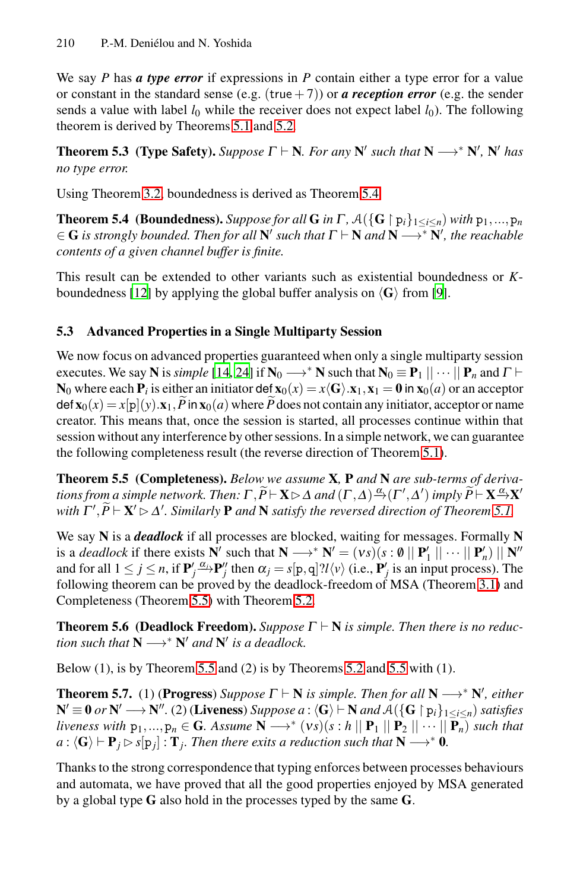We say $P$ has ***a type error*** if expressions in $P$ contain either a type error for a value or constant in the standard sense (e.g. $(\mathtt{true}+7)$) or ***a reception error*** (e.g. the sender sends a value with label $l_0$ while the receiver does not expect label $l_0$). The following theorem is derived by Theorems 5.1 and 5.2.

**Theorem 5.3 (Type Safety).** *Suppose $\Gamma \vdash \mathbf{N}$. For any $\mathbf{N}'$ such that $\mathbf{N} \longrightarrow^* \mathbf{N}'$, $\mathbf{N}'$ has no type error.*

Using Theorem 3.2, boundedness is derived as Theorem 5.4.

**Theorem 5.4 (Boundedness).** *Suppose for all $\mathbf{G}$ in $\Gamma$, $\mathcal{A}(\{\mathbf{G} \upharpoonright \mathtt{p}_i\}_{1 \le i \le n})$ with $\mathtt{p}_1,...,\mathtt{p}_n \in \mathbf{G}$ is strongly bounded. Then for all $\mathbf{N}'$ such that $\Gamma \vdash \mathbf{N}$ and $\mathbf{N} \longrightarrow^* \mathbf{N}'$, the reachable contents of a given channel buffer is finite.*

This result can be extended to other variants such as existential boundedness or $K$-boundedness [12] by applying the global buffer analysis on $\langle \mathbf{G} \rangle$ from [9].

### 5.3 Advanced Properties in a Single Multiparty Session

We now focus on advanced properties guaranteed when only a single multiparty session executes. We say $\mathbf{N}$ is *simple* [14, 24] if $\mathbf{N}_0 \longrightarrow^* \mathbf{N}$ such that $\mathbf{N}_0 \equiv \mathbf{P}_1 \mid\mid \cdots \mid\mid \mathbf{P}_n$ and $\Gamma \vdash \mathbf{N}_0$ where each $\mathbf{P}_i$ is either an initiator $\mathsf{def}\, \mathbf{x}_0(x) = x\langle \mathbf{G} \rangle.\mathbf{x}_1, \mathbf{x}_1 = \mathbf{0}$ in $\mathbf{x}_0(a)$ or an acceptor $\mathsf{def}\, \mathbf{x}_0(x) = x[\mathtt{p}](y).\mathbf{x}_1, \widetilde{P}$ in $\mathbf{x}_0(a)$ where $\widetilde{P}$ does not contain any initiator, acceptor or name creator. This means that, once the session is started, all processes continue within that session without any interference by other sessions. In a simple network, we can guarantee the following completeness result (the reverse direction of Theorem 5.1).

**Theorem 5.5 (Completeness).** *Below we assume $\mathbf{X}$, $\mathbf{P}$ and $\mathbf{N}$ are sub-terms of derivations from a simple network. Then: $\Gamma, \widetilde{P} \vdash \mathbf{X} \triangleright \Delta$ and $(\Gamma, \Delta) \xrightarrow{\alpha} (\Gamma', \Delta')$ imply $\widetilde{P} \vdash \mathbf{X} \xrightarrow{\alpha} \mathbf{X}'$ with $\Gamma', \widetilde{P} \vdash \mathbf{X}' \triangleright \Delta'$. Similarly $\mathbf{P}$ and $\mathbf{N}$ satisfy the reversed direction of Theorem 5.1.*

We say $\mathbf{N}$ is a ***deadlock*** if all processes are blocked, waiting for messages. Formally $\mathbf{N}$ is a *deadlock* if there exists $\mathbf{N}'$ such that $\mathbf{N} \longrightarrow^* \mathbf{N}' = (\nu s)(s : \emptyset \mid\mid \mathbf{P}_1' \mid\mid \cdots \mid\mid \mathbf{P}_n') \mid\mid \mathbf{N}''$ and for all $1 \le j \le n$, if $\mathbf{P}_j' \xrightarrow{\alpha_j} \mathbf{P}_j''$ then $\alpha_j = s[\mathtt{p},\mathtt{q}]?l\langle v \rangle$ (i.e., $\mathbf{P}_j'$ is an input process). The following theorem can be proved by the deadlock-freedom of MSA (Theorem 3.1) and Completeness (Theorem 5.5) with Theorem 5.2.

**Theorem 5.6 (Deadlock Freedom).** *Suppose $\Gamma \vdash \mathbf{N}$ is simple. Then there is no reduction such that $\mathbf{N} \longrightarrow^* \mathbf{N}'$ and $\mathbf{N}'$ is a deadlock.*

Below (1), is by Theorem 5.5 and (2) is by Theorems 5.2 and 5.5 with (1).

**Theorem 5.7.** (1) (**Progress**) *Suppose $\Gamma \vdash \mathbf{N}$ is simple. Then for all $\mathbf{N} \longrightarrow^* \mathbf{N}'$, either $\mathbf{N}' \equiv \mathbf{0}$ or $\mathbf{N}' \longrightarrow \mathbf{N}''$.* (2) (**Liveness**) *Suppose $a : \langle \mathbf{G} \rangle \vdash \mathbf{N}$ and $\mathcal{A}(\{\mathbf{G} \upharpoonright \mathtt{p}_i\}_{1 \le i \le n})$ satisfies liveness with $\mathtt{p}_1,...,\mathtt{p}_n \in \mathbf{G}$. Assume $\mathbf{N} \longrightarrow^* (\nu s)(s : h \mid\mid \mathbf{P}_1 \mid\mid \mathbf{P}_2 \mid\mid \cdots \mid\mid \mathbf{P}_n)$ such that $a : \langle \mathbf{G} \rangle \vdash \mathbf{P}_j \triangleright s[\mathtt{p}_j] : \mathbf{T}_j$. Then there exits a reduction such that $\mathbf{N} \longrightarrow^* \mathbf{0}$.*

Thanks to the strong correspondence that typing enforces between processes behaviours and automata, we have proved that all the good properties enjoyed by MSA generated by a global type $\mathbf{G}$ also hold in the processes typed by the same $\mathbf{G}$.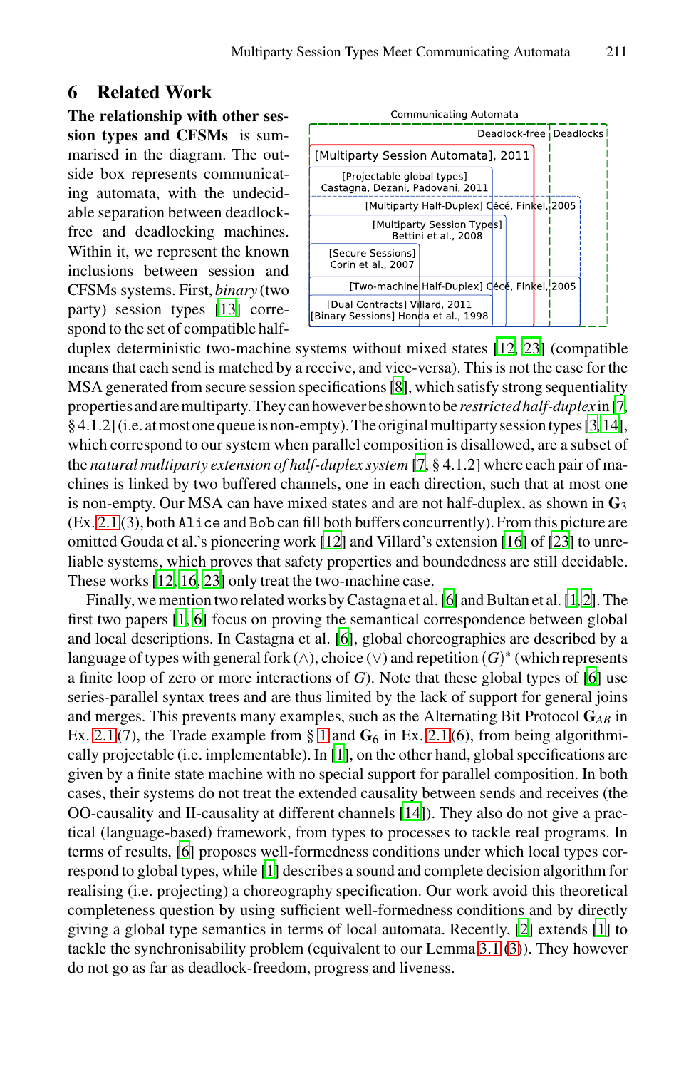## 6 Related Work

**The relationship with other session types and CFSMs** is summarised in the diagram. The outside box represents communicating automata, with the undecidable separation between deadlock-free and deadlocking machines. Within it, we represent the known inclusions between session and CFSMs systems. First, *binary* (two party) session types [13] correspond to the set of compatible half-duplex deterministic two-machine systems without mixed states [12, 23] (compatible means that each send is matched by a receive, and vice-versa). This is not the case for the MSA generated from secure session specifications [8], which satisfy strong sequentiality properties and are multiparty. They can however be shown to be *restricted half-duplex* in [7, § 4.1.2] (i.e. at most one queue is non-empty). The original multiparty session types [3, 14], which correspond to our system when parallel composition is disallowed, are a subset of the *natural multiparty extension of half-duplex system* [7, § 4.1.2] where each pair of machines is linked by two buffered channels, one in each direction, such that at most one is non-empty. Our MSA can have mixed states and are not half-duplex, as shown in $\mathbf{G}_3$ (Ex. 2.1(3), both Alice and Bob can fill both buffers concurrently). From this picture are omitted Gouda et al.'s pioneering work [12] and Villard's extension [16] of [23] to unreliable systems, which proves that safety properties and boundedness are still decidable. These works [12, 16, 23] only treat the two-machine case.

Finally, we mention two related works by Castagna et al. [6] and Bultan et al. [1, 2]. The first two papers [1, 6] focus on proving the semantical correspondence between global and local descriptions. In Castagna et al. [6], global choreographies are described by a language of types with general fork ($\wedge$), choice ($\vee$) and repetition $(G)^*$ (which represents a finite loop of zero or more interactions of $G$). Note that these global types of [6] use series-parallel syntax trees and are thus limited by the lack of support for general joins and merges. This prevents many examples, such as the Alternating Bit Protocol $\mathbf{G}_{AB}$ in Ex. 2.1(7), the Trade example from § 1 and $\mathbf{G}_6$ in Ex. 2.1(6), from being algorithmically projectable (i.e. implementable). In [1], on the other hand, global specifications are given by a finite state machine with no special support for parallel composition. In both cases, their systems do not treat the extended causality between sends and receives (the OO-causality and II-causality at different channels [14]). They also do not give a practical (language-based) framework, from types to processes to tackle real programs. In terms of results, [6] proposes well-formedness conditions under which local types correspond to global types, while [1] describes a sound and complete decision algorithm for realising (i.e. projecting) a choreography specification. Our work avoid this theoretical completeness question by using sufficient well-formedness conditions and by directly giving a global type semantics in terms of local automata. Recently, [2] extends [1] to tackle the synchronisability problem (equivalent to our Lemma 3.1(3)). They however do not go as far as deadlock-freedom, progress and liveness.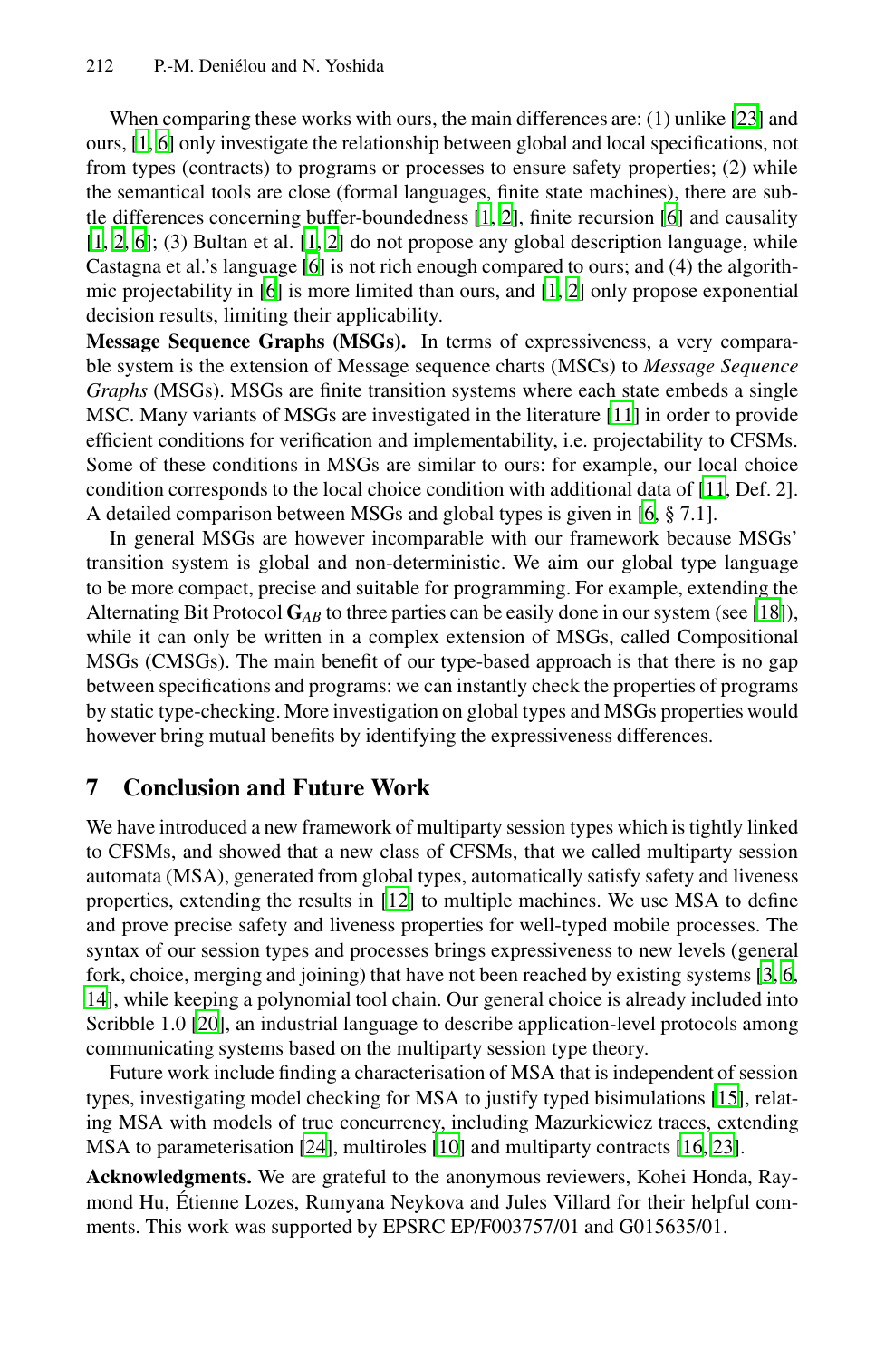When comparing these works with ours, the main differences are: (1) unlike [23] and ours, [1, 6] only investigate the relationship between global and local specifications, not from types (contracts) to programs or processes to ensure safety properties; (2) while the semantical tools are close (formal languages, finite state machines), there are subtle differences concerning buffer-boundedness [1, 2], finite recursion [6] and causality [1, 2, 6]; (3) Bultan et al. [1, 2] do not propose any global description language, while Castagna et al.'s language [6] is not rich enough compared to ours; and (4) the algorithmic projectability in [6] is more limited than ours, and [1, 2] only propose exponential decision results, limiting their applicability.

**Message Sequence Graphs (MSGs).** In terms of expressiveness, a very comparable system is the extension of Message sequence charts (MSCs) to *Message Sequence Graphs* (MSGs). MSGs are finite transition systems where each state embeds a single MSC. Many variants of MSGs are investigated in the literature [11] in order to provide efficient conditions for verification and implementability, i.e. projectability to CFSMs. Some of these conditions in MSGs are similar to ours: for example, our local choice condition corresponds to the local choice condition with additional data of [11, Def. 2]. A detailed comparison between MSGs and global types is given in [6, § 7.1].

In general MSGs are however incomparable with our framework because MSGs' transition system is global and non-deterministic. We aim our global type language to be more compact, precise and suitable for programming. For example, extending the Alternating Bit Protocol $\mathbf{G}_{AB}$ to three parties can be easily done in our system (see [18]), while it can only be written in a complex extension of MSGs, called Compositional MSGs (CMSGs). The main benefit of our type-based approach is that there is no gap between specifications and programs: we can instantly check the properties of programs by static type-checking. More investigation on global types and MSGs properties would however bring mutual benefits by identifying the expressiveness differences.

## 7 Conclusion and Future Work

We have introduced a new framework of multiparty session types which is tightly linked to CFSMs, and showed that a new class of CFSMs, that we called multiparty session automata (MSA), generated from global types, automatically satisfy safety and liveness properties, extending the results in [12] to multiple machines. We use MSA to define and prove precise safety and liveness properties for well-typed mobile processes. The syntax of our session types and processes brings expressiveness to new levels (general fork, choice, merging and joining) that have not been reached by existing systems [3, 6, 14], while keeping a polynomial tool chain. Our general choice is already included into Scribble 1.0 [20], an industrial language to describe application-level protocols among communicating systems based on the multiparty session type theory.

Future work include finding a characterisation of MSA that is independent of session types, investigating model checking for MSA to justify typed bisimulations [15], relating MSA with models of true concurrency, including Mazurkiewicz traces, extending MSA to parameterisation [24], multiroles [10] and multiparty contracts [16, 23].

**Acknowledgments.** We are grateful to the anonymous reviewers, Kohei Honda, Raymond Hu, Étienne Lozes, Rumyana Neykova and Jules Villard for their helpful comments. This work was supported by EPSRC EP/F003757/01 and G015635/01.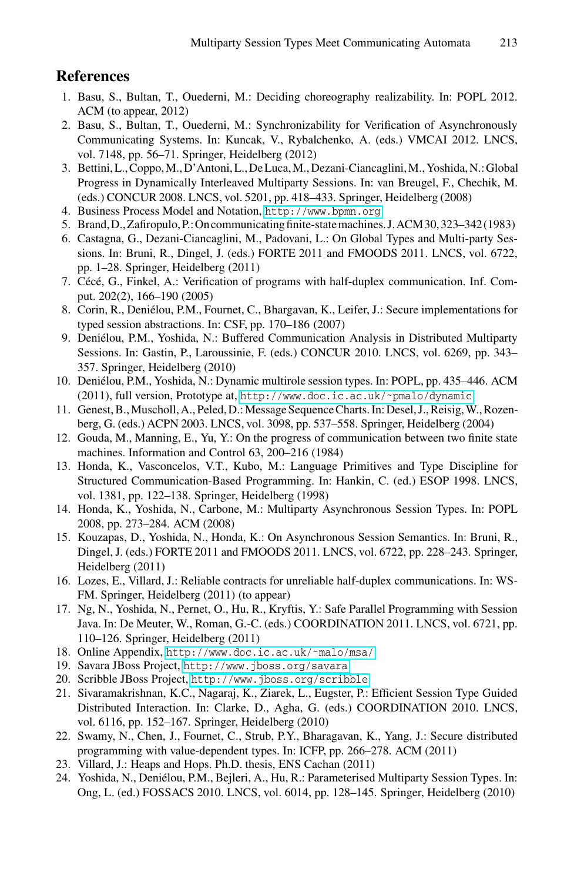## References

1. Basu, S., Bultan, T., Ouederni, M.: Deciding choreography realizability. In: POPL 2012. ACM (to appear, 2012)
2. Basu, S., Bultan, T., Ouederni, M.: Synchronizability for Verification of Asynchronously Communicating Systems. In: Kuncak, V., Rybalchenko, A. (eds.) VMCAI 2012. LNCS, vol. 7148, pp. 56–71. Springer, Heidelberg (2012)
3. Bettini, L., Coppo, M., D'Antoni, L., De Luca, M., Dezani-Ciancaglini, M., Yoshida, N.: Global Progress in Dynamically Interleaved Multiparty Sessions. In: van Breugel, F., Chechik, M. (eds.) CONCUR 2008. LNCS, vol. 5201, pp. 418–433. Springer, Heidelberg (2008)
4. Business Process Model and Notation, http://www.bpmn.org
5. Brand, D., Zafiropulo, P.: On communicating finite-state machines. J. ACM 30, 323–342 (1983)
6. Castagna, G., Dezani-Ciancaglini, M., Padovani, L.: On Global Types and Multi-party Sessions. In: Bruni, R., Dingel, J. (eds.) FORTE 2011 and FMOODS 2011. LNCS, vol. 6722, pp. 1–28. Springer, Heidelberg (2011)
7. Cécé, G., Finkel, A.: Verification of programs with half-duplex communication. Inf. Comput. 202(2), 166–190 (2005)
8. Corin, R., Deniélou, P.M., Fournet, C., Bhargavan, K., Leifer, J.: Secure implementations for typed session abstractions. In: CSF, pp. 170–186 (2007)
9. Deniélou, P.M., Yoshida, N.: Buffered Communication Analysis in Distributed Multiparty Sessions. In: Gastin, P., Laroussinie, F. (eds.) CONCUR 2010. LNCS, vol. 6269, pp. 343–357. Springer, Heidelberg (2010)
10. Deniélou, P.M., Yoshida, N.: Dynamic multirole session types. In: POPL, pp. 435–446. ACM (2011), full version, Prototype at, http://www.doc.ic.ac.uk/~pmalo/dynamic
11. Genest, B., Muscholl, A., Peled, D.: Message Sequence Charts. In: Desel, J., Reisig, W., Rozenberg, G. (eds.) ACPN 2003. LNCS, vol. 3098, pp. 537–558. Springer, Heidelberg (2004)
12. Gouda, M., Manning, E., Yu, Y.: On the progress of communication between two finite state machines. Information and Control 63, 200–216 (1984)
13. Honda, K., Vasconcelos, V.T., Kubo, M.: Language Primitives and Type Discipline for Structured Communication-Based Programming. In: Hankin, C. (ed.) ESOP 1998. LNCS, vol. 1381, pp. 122–138. Springer, Heidelberg (1998)
14. Honda, K., Yoshida, N., Carbone, M.: Multiparty Asynchronous Session Types. In: POPL 2008, pp. 273–284. ACM (2008)
15. Kouzapas, D., Yoshida, N., Honda, K.: On Asynchronous Session Semantics. In: Bruni, R., Dingel, J. (eds.) FORTE 2011 and FMOODS 2011. LNCS, vol. 6722, pp. 228–243. Springer, Heidelberg (2011)
16. Lozes, E., Villard, J.: Reliable contracts for unreliable half-duplex communications. In: WS-FM. Springer, Heidelberg (2011) (to appear)
17. Ng, N., Yoshida, N., Pernet, O., Hu, R., Kryftis, Y.: Safe Parallel Programming with Session Java. In: De Meuter, W., Roman, G.-C. (eds.) COORDINATION 2011. LNCS, vol. 6721, pp. 110–126. Springer, Heidelberg (2011)
18. Online Appendix, http://www.doc.ic.ac.uk/~malo/msa/
19. Savara JBoss Project, http://www.jboss.org/savara
20. Scribble JBoss Project, http://www.jboss.org/scribble
21. Sivaramakrishnan, K.C., Nagaraj, K., Ziarek, L., Eugster, P.: Efficient Session Type Guided Distributed Interaction. In: Clarke, D., Agha, G. (eds.) COORDINATION 2010. LNCS, vol. 6116, pp. 152–167. Springer, Heidelberg (2010)
22. Swamy, N., Chen, J., Fournet, C., Strub, P.Y., Bharagavan, K., Yang, J.: Secure distributed programming with value-dependent types. In: ICFP, pp. 266–278. ACM (2011)
23. Villard, J.: Heaps and Hops. Ph.D. thesis, ENS Cachan (2011)
24. Yoshida, N., Deniélou, P.M., Bejleri, A., Hu, R.: Parameterised Multiparty Session Types. In: Ong, L. (ed.) FOSSACS 2010. LNCS, vol. 6014, pp. 128–145. Springer, Heidelberg (2010)